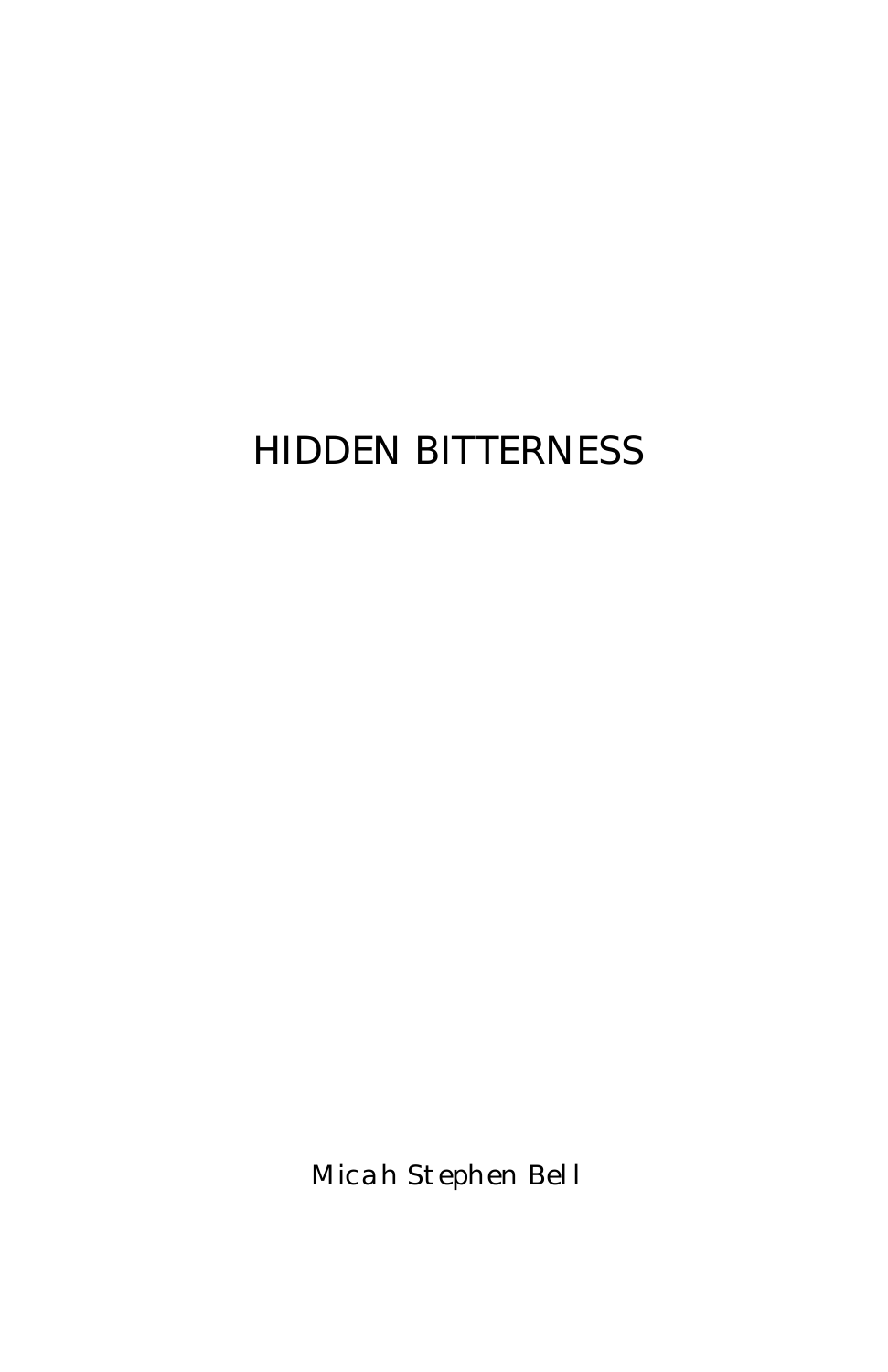# HIDDEN BITTERNESS

Micah Stephen Bell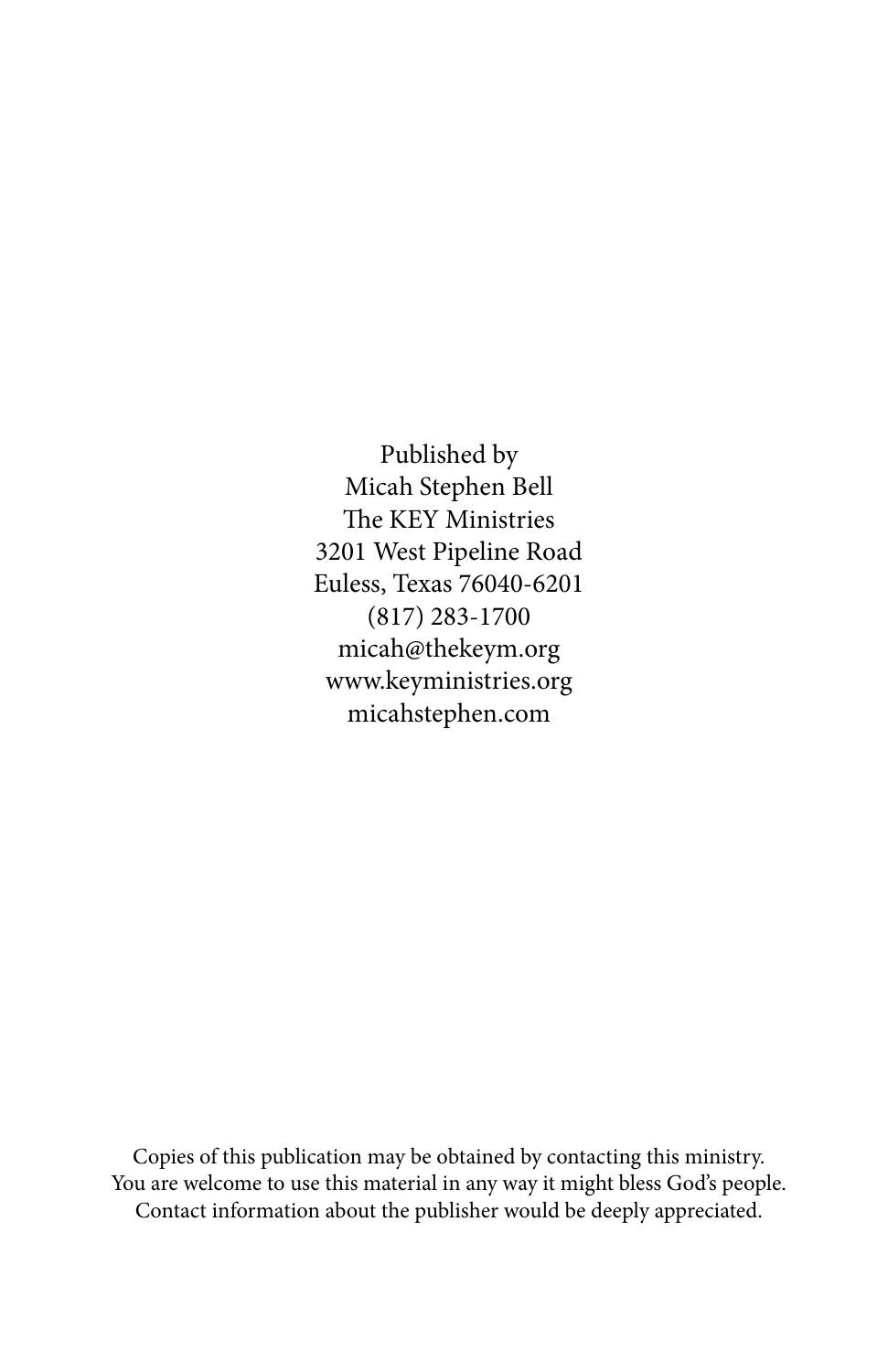Published by
Micah Stephen Bell
The KEY Ministries
3201 West Pipeline Road
Euless, Texas 76040-6201
(817) 283-1700
micah@thekeym.org
www.keyministries.org
micahstephen.com

Copies of this publication may be obtained by contacting this ministry.
You are welcome to use this material in any way it might bless God's people.
Contact information about the publisher would be deeply appreciated.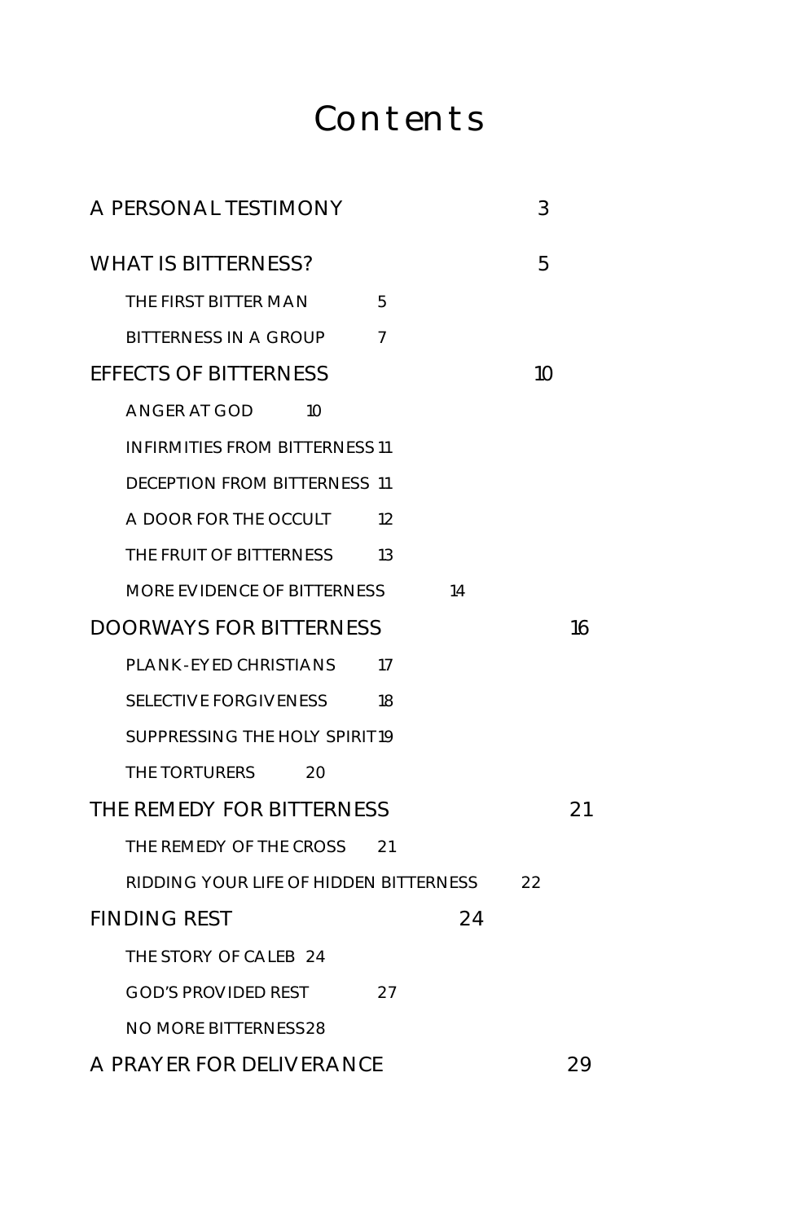# Contents

A PERSONAL TESTIMONY 3

WHAT IS BITTERNESS? 5

- THE FIRST BITTER MAN 5
- BITTERNESS IN A GROUP 7

EFFECTS OF BITTERNESS 10

- ANGER AT GOD 10
- INFIRMITIES FROM BITTERNESS 11
- DECEPTION FROM BITTERNESS 11
- A DOOR FOR THE OCCULT 12
- THE FRUIT OF BITTERNESS 13
- MORE EVIDENCE OF BITTERNESS 14

DOORWAYS FOR BITTERNESS 16

- PLANK-EYED CHRISTIANS 17
- SELECTIVE FORGIVENESS 18
- SUPPRESSING THE HOLY SPIRIT 19
- THE TORTURERS 20

THE REMEDY FOR BITTERNESS 21

- THE REMEDY OF THE CROSS 21
- RIDDING YOUR LIFE OF HIDDEN BITTERNESS 22

FINDING REST 24

- THE STORY OF CALEB 24
- GOD'S PROVIDED REST 27
- NO MORE BITTERNESS 28

A PRAYER FOR DELIVERANCE 29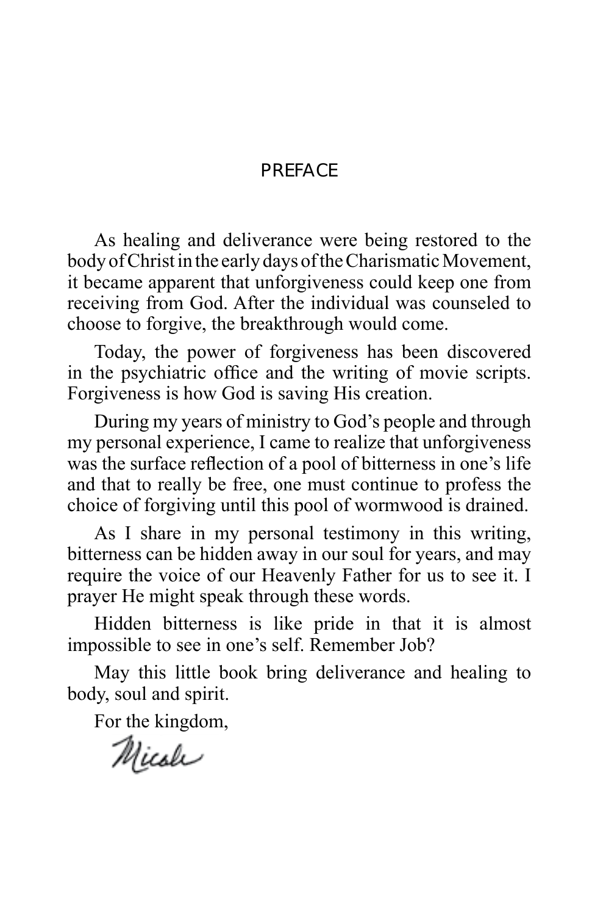# PREFACE

As healing and deliverance were being restored to the body of Christ in the early days of the Charismatic Movement, it became apparent that unforgiveness could keep one from receiving from God. After the individual was counseled to choose to forgive, the breakthrough would come.

Today, the power of forgiveness has been discovered in the psychiatric office and the writing of movie scripts. Forgiveness is how God is saving His creation.

During my years of ministry to God's people and through my personal experience, I came to realize that unforgiveness was the surface reflection of a pool of bitterness in one's life and that to really be free, one must continue to profess the choice of forgiving until this pool of wormwood is drained.

As I share in my personal testimony in this writing, bitterness can be hidden away in our soul for years, and may require the voice of our Heavenly Father for us to see it. I prayer He might speak through these words.

Hidden bitterness is like pride in that it is almost impossible to see in one's self. Remember Job?

May this little book bring deliverance and healing to body, soul and spirit.

For the kingdom,

Micah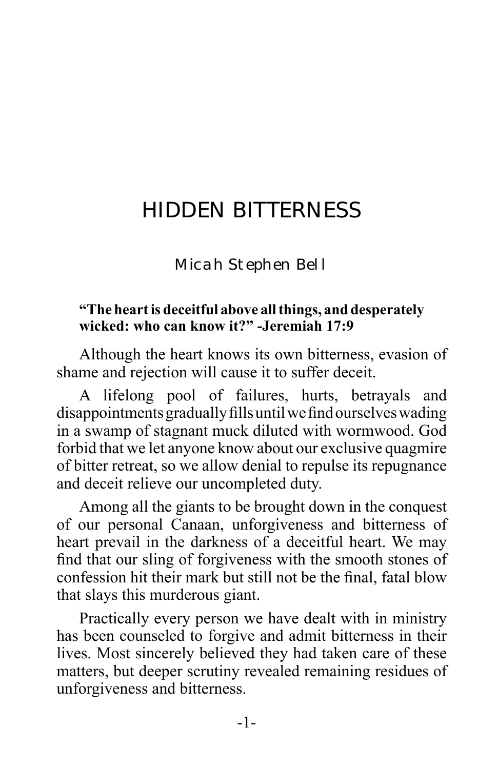# HIDDEN BITTERNESS

*Micah Stephen Bell*

**"The heart is deceitful above all things, and desperately wicked: who can know it?" -Jeremiah 17:9**

Although the heart knows its own bitterness, evasion of shame and rejection will cause it to suffer deceit.

A lifelong pool of failures, hurts, betrayals and disappointments gradually fills until we find ourselves wading in a swamp of stagnant muck diluted with wormwood. God forbid that we let anyone know about our exclusive quagmire of bitter retreat, so we allow denial to repulse its repugnance and deceit relieve our uncompleted duty.

Among all the giants to be brought down in the conquest of our personal Canaan, unforgiveness and bitterness of heart prevail in the darkness of a deceitful heart. We may find that our sling of forgiveness with the smooth stones of confession hit their mark but still not be the final, fatal blow that slays this murderous giant.

Practically every person we have dealt with in ministry has been counseled to forgive and admit bitterness in their lives. Most sincerely believed they had taken care of these matters, but deeper scrutiny revealed remaining residues of unforgiveness and bitterness.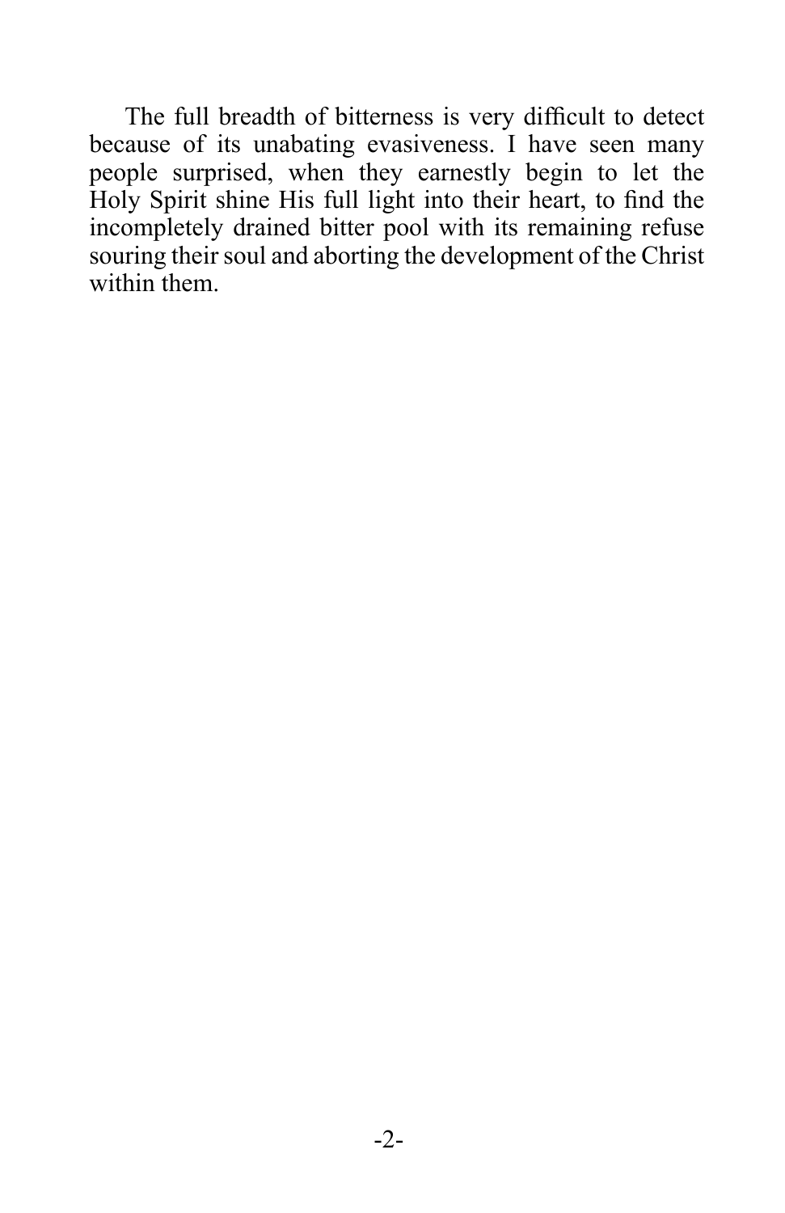The full breadth of bitterness is very difficult to detect because of its unabating evasiveness. I have seen many people surprised, when they earnestly begin to let the Holy Spirit shine His full light into their heart, to find the incompletely drained bitter pool with its remaining refuse souring their soul and aborting the development of the Christ within them.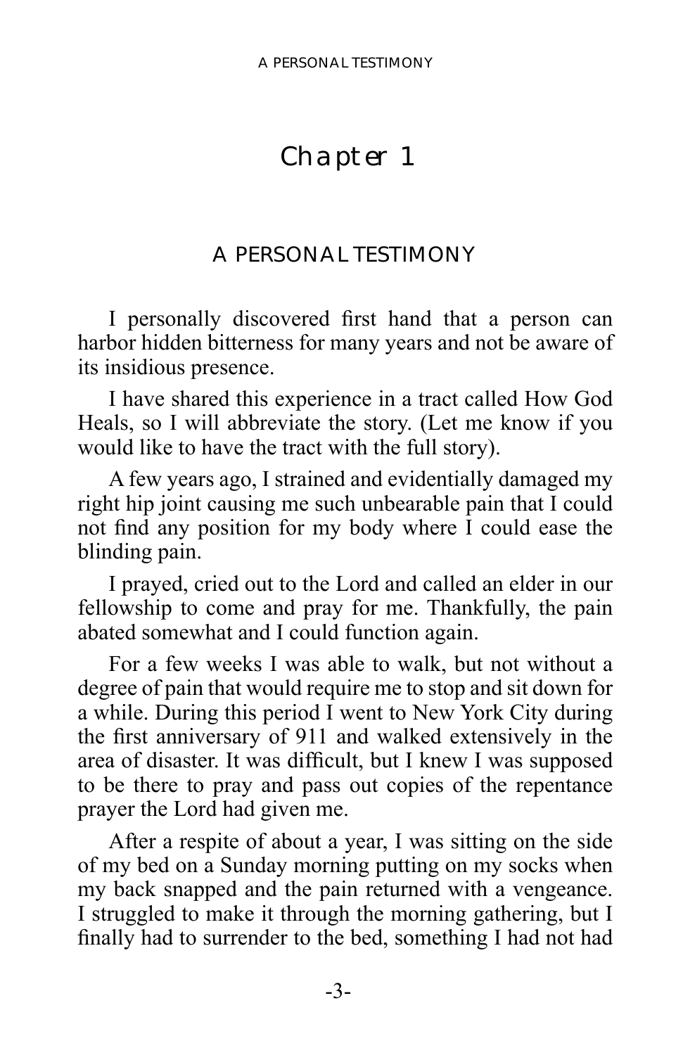# Chapter 1

## A PERSONAL TESTIMONY

I personally discovered first hand that a person can harbor hidden bitterness for many years and not be aware of its insidious presence.

I have shared this experience in a tract called How God Heals, so I will abbreviate the story. (Let me know if you would like to have the tract with the full story).

A few years ago, I strained and evidentially damaged my right hip joint causing me such unbearable pain that I could not find any position for my body where I could ease the blinding pain.

I prayed, cried out to the Lord and called an elder in our fellowship to come and pray for me. Thankfully, the pain abated somewhat and I could function again.

For a few weeks I was able to walk, but not without a degree of pain that would require me to stop and sit down for a while. During this period I went to New York City during the first anniversary of 911 and walked extensively in the area of disaster. It was difficult, but I knew I was supposed to be there to pray and pass out copies of the repentance prayer the Lord had given me.

After a respite of about a year, I was sitting on the side of my bed on a Sunday morning putting on my socks when my back snapped and the pain returned with a vengeance. I struggled to make it through the morning gathering, but I finally had to surrender to the bed, something I had not had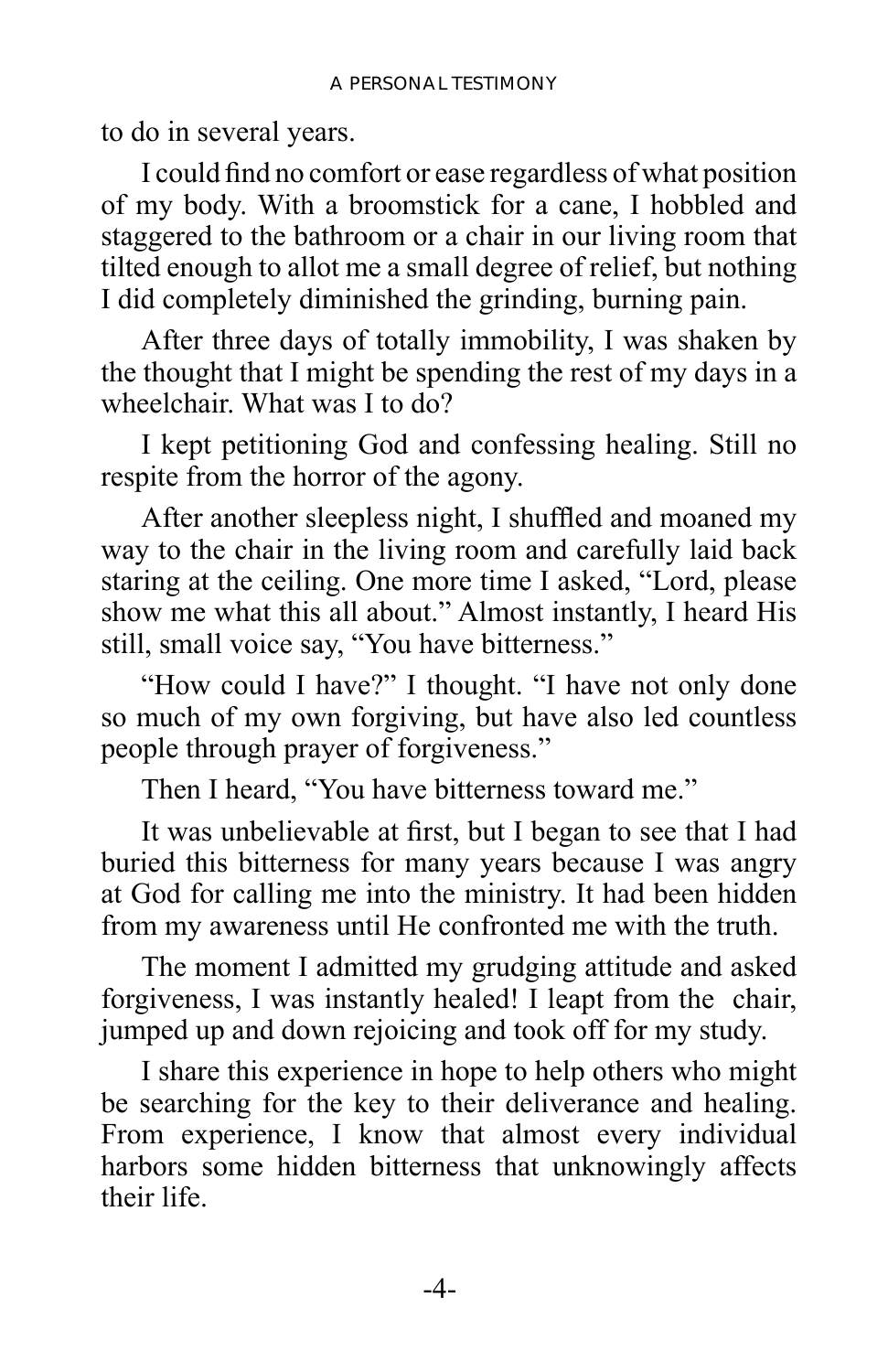to do in several years.

I could find no comfort or ease regardless of what position of my body. With a broomstick for a cane, I hobbled and staggered to the bathroom or a chair in our living room that tilted enough to allot me a small degree of relief, but nothing I did completely diminished the grinding, burning pain.

After three days of totally immobility, I was shaken by the thought that I might be spending the rest of my days in a wheelchair. What was I to do?

I kept petitioning God and confessing healing. Still no respite from the horror of the agony.

After another sleepless night, I shuffled and moaned my way to the chair in the living room and carefully laid back staring at the ceiling. One more time I asked, "Lord, please show me what this all about." Almost instantly, I heard His still, small voice say, "You have bitterness."

"How could I have?" I thought. "I have not only done so much of my own forgiving, but have also led countless people through prayer of forgiveness."

Then I heard, "You have bitterness toward me."

It was unbelievable at first, but I began to see that I had buried this bitterness for many years because I was angry at God for calling me into the ministry. It had been hidden from my awareness until He confronted me with the truth.

The moment I admitted my grudging attitude and asked forgiveness, I was instantly healed! I leapt from the chair, jumped up and down rejoicing and took off for my study.

I share this experience in hope to help others who might be searching for the key to their deliverance and healing. From experience, I know that almost every individual harbors some hidden bitterness that unknowingly affects their life.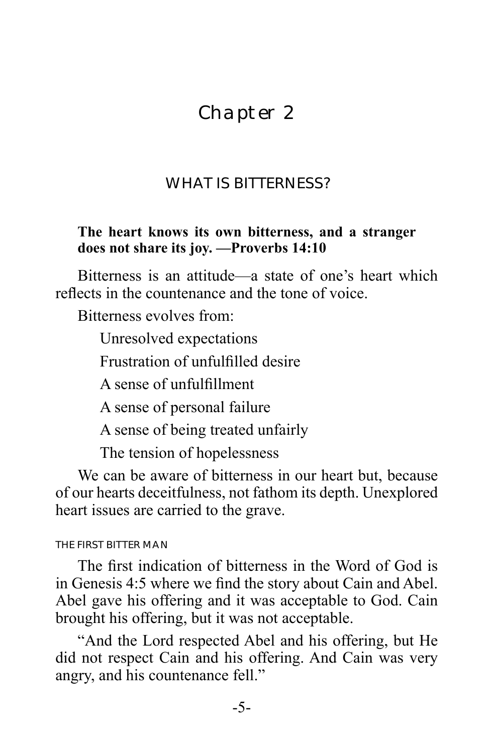# Chapter 2

## WHAT IS BITTERNESS?

**The heart knows its own bitterness, and a stranger does not share its joy. —Proverbs 14:10**

Bitterness is an attitude—a state of one's heart which reflects in the countenance and the tone of voice.

Bitterness evolves from:

- Unresolved expectations
- Frustration of unfulfilled desire
- A sense of unfulfillment
- A sense of personal failure
- A sense of being treated unfairly
- The tension of hopelessness

We can be aware of bitterness in our heart but, because of our hearts deceitfulness, not fathom its depth. Unexplored heart issues are carried to the grave.

### THE FIRST BITTER MAN

The first indication of bitterness in the Word of God is in Genesis 4:5 where we find the story about Cain and Abel. Abel gave his offering and it was acceptable to God. Cain brought his offering, but it was not acceptable.

"And the Lord respected Abel and his offering, but He did not respect Cain and his offering. And Cain was very angry, and his countenance fell."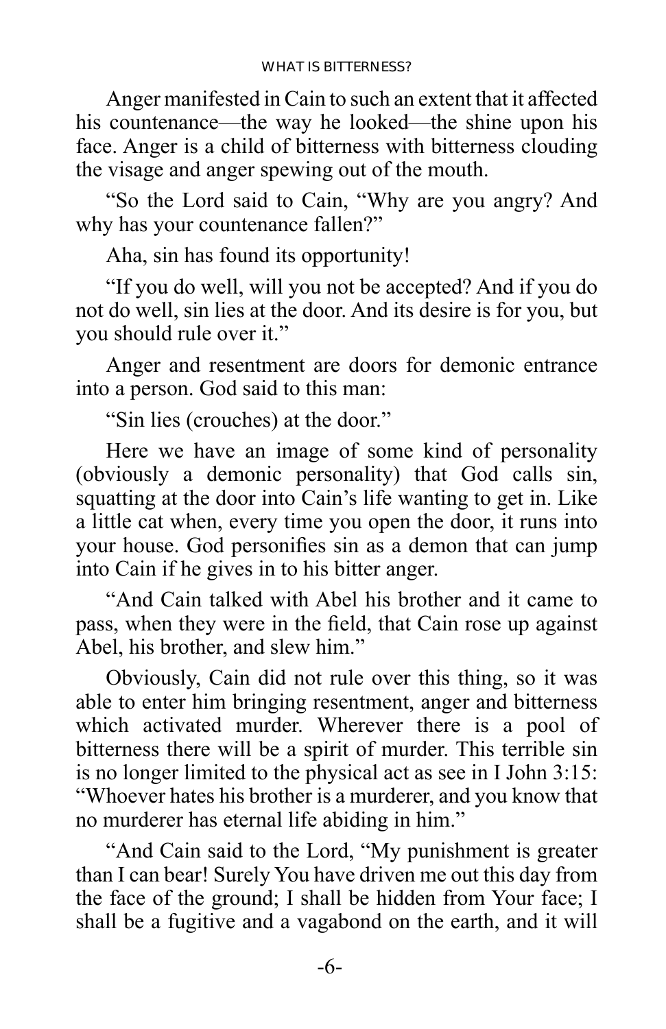Anger manifested in Cain to such an extent that it affected his countenance—the way he looked—the shine upon his face. Anger is a child of bitterness with bitterness clouding the visage and anger spewing out of the mouth.

"So the Lord said to Cain, "Why are you angry? And why has your countenance fallen?"

Aha, sin has found its opportunity!

"If you do well, will you not be accepted? And if you do not do well, sin lies at the door. And its desire is for you, but you should rule over it."

Anger and resentment are doors for demonic entrance into a person. God said to this man:

"Sin lies (crouches) at the door."

Here we have an image of some kind of personality (obviously a demonic personality) that God calls sin, squatting at the door into Cain's life wanting to get in. Like a little cat when, every time you open the door, it runs into your house. God personifies sin as a demon that can jump into Cain if he gives in to his bitter anger.

"And Cain talked with Abel his brother and it came to pass, when they were in the field, that Cain rose up against Abel, his brother, and slew him."

Obviously, Cain did not rule over this thing, so it was able to enter him bringing resentment, anger and bitterness which activated murder. Wherever there is a pool of bitterness there will be a spirit of murder. This terrible sin is no longer limited to the physical act as see in I John 3:15: "Whoever hates his brother is a murderer, and you know that no murderer has eternal life abiding in him."

"And Cain said to the Lord, "My punishment is greater than I can bear! Surely You have driven me out this day from the face of the ground; I shall be hidden from Your face; I shall be a fugitive and a vagabond on the earth, and it will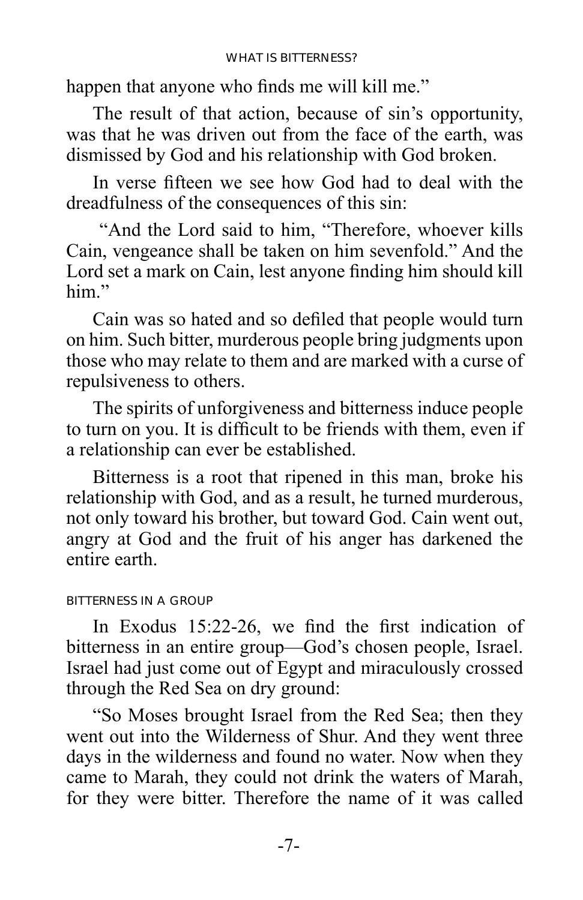happen that anyone who finds me will kill me."

The result of that action, because of sin's opportunity, was that he was driven out from the face of the earth, was dismissed by God and his relationship with God broken.

In verse fifteen we see how God had to deal with the dreadfulness of the consequences of this sin:

"And the Lord said to him, "Therefore, whoever kills Cain, vengeance shall be taken on him sevenfold." And the Lord set a mark on Cain, lest anyone finding him should kill him."

Cain was so hated and so defiled that people would turn on him. Such bitter, murderous people bring judgments upon those who may relate to them and are marked with a curse of repulsiveness to others.

The spirits of unforgiveness and bitterness induce people to turn on you. It is difficult to be friends with them, even if a relationship can ever be established.

Bitterness is a root that ripened in this man, broke his relationship with God, and as a result, he turned murderous, not only toward his brother, but toward God. Cain went out, angry at God and the fruit of his anger has darkened the entire earth.

### BITTERNESS IN A GROUP

In Exodus 15:22-26, we find the first indication of bitterness in an entire group—God's chosen people, Israel. Israel had just come out of Egypt and miraculously crossed through the Red Sea on dry ground:

"So Moses brought Israel from the Red Sea; then they went out into the Wilderness of Shur. And they went three days in the wilderness and found no water. Now when they came to Marah, they could not drink the waters of Marah, for they were bitter. Therefore the name of it was called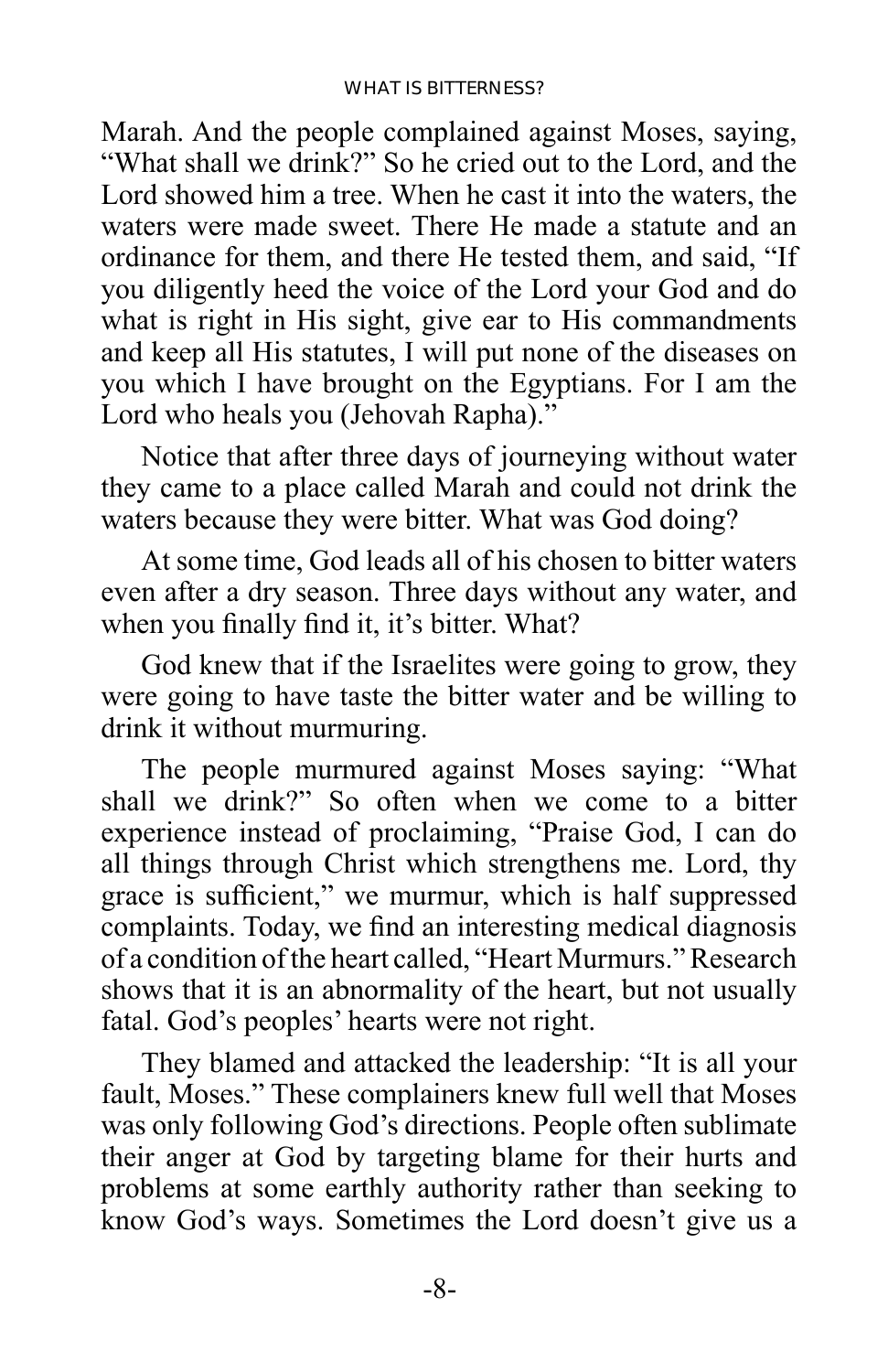Marah. And the people complained against Moses, saying, "What shall we drink?" So he cried out to the Lord, and the Lord showed him a tree. When he cast it into the waters, the waters were made sweet. There He made a statute and an ordinance for them, and there He tested them, and said, "If you diligently heed the voice of the Lord your God and do what is right in His sight, give ear to His commandments and keep all His statutes, I will put none of the diseases on you which I have brought on the Egyptians. For I am the Lord who heals you (Jehovah Rapha)."

Notice that after three days of journeying without water they came to a place called Marah and could not drink the waters because they were bitter. What was God doing?

At some time, God leads all of his chosen to bitter waters even after a dry season. Three days without any water, and when you finally find it, it's bitter. What?

God knew that if the Israelites were going to grow, they were going to have taste the bitter water and be willing to drink it without murmuring.

The people murmured against Moses saying: "What shall we drink?" So often when we come to a bitter experience instead of proclaiming, "Praise God, I can do all things through Christ which strengthens me. Lord, thy grace is sufficient," we murmur, which is half suppressed complaints. Today, we find an interesting medical diagnosis of a condition of the heart called, "Heart Murmurs." Research shows that it is an abnormality of the heart, but not usually fatal. God's peoples' hearts were not right.

They blamed and attacked the leadership: "It is all your fault, Moses." These complainers knew full well that Moses was only following God's directions. People often sublimate their anger at God by targeting blame for their hurts and problems at some earthly authority rather than seeking to know God's ways. Sometimes the Lord doesn't give us a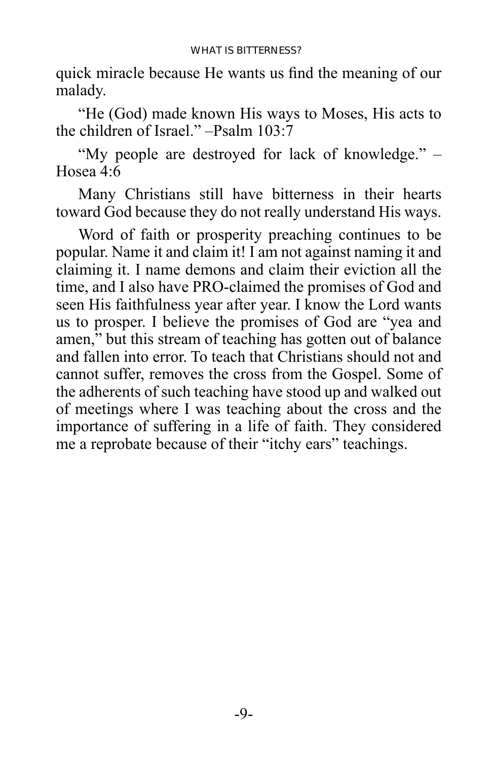quick miracle because He wants us find the meaning of our malady.

"He (God) made known His ways to Moses, His acts to the children of Israel." –Psalm 103:7

"My people are destroyed for lack of knowledge." – Hosea 4:6

Many Christians still have bitterness in their hearts toward God because they do not really understand His ways.

Word of faith or prosperity preaching continues to be popular. Name it and claim it! I am not against naming it and claiming it. I name demons and claim their eviction all the time, and I also have PRO-claimed the promises of God and seen His faithfulness year after year. I know the Lord wants us to prosper. I believe the promises of God are "yea and amen," but this stream of teaching has gotten out of balance and fallen into error. To teach that Christians should not and cannot suffer, removes the cross from the Gospel. Some of the adherents of such teaching have stood up and walked out of meetings where I was teaching about the cross and the importance of suffering in a life of faith. They considered me a reprobate because of their "itchy ears" teachings.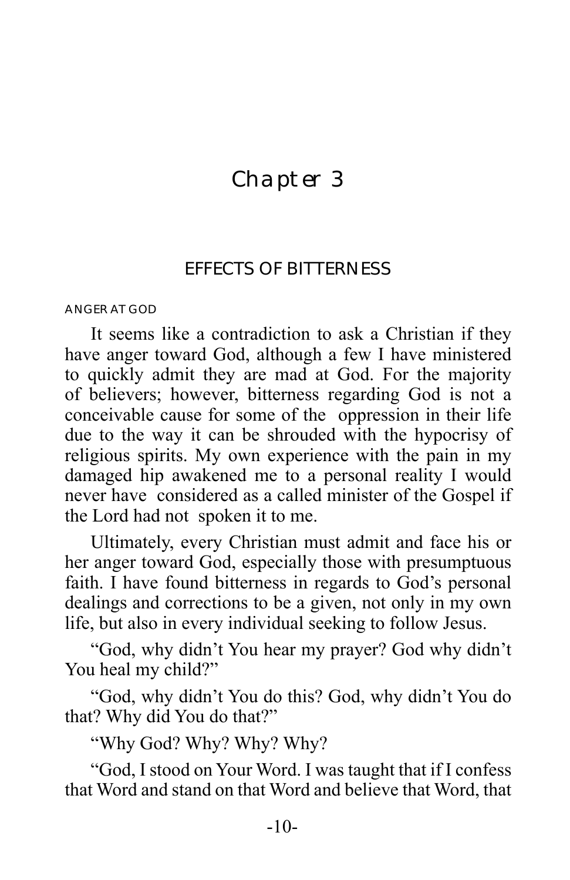# Chapter 3

## EFFECTS OF BITTERNESS

### ANGER AT GOD

It seems like a contradiction to ask a Christian if they have anger toward God, although a few I have ministered to quickly admit they are mad at God. For the majority of believers; however, bitterness regarding God is not a conceivable cause for some of the oppression in their life due to the way it can be shrouded with the hypocrisy of religious spirits. My own experience with the pain in my damaged hip awakened me to a personal reality I would never have considered as a called minister of the Gospel if the Lord had not spoken it to me.

Ultimately, every Christian must admit and face his or her anger toward God, especially those with presumptuous faith. I have found bitterness in regards to God's personal dealings and corrections to be a given, not only in my own life, but also in every individual seeking to follow Jesus.

"God, why didn't You hear my prayer? God why didn't You heal my child?"

"God, why didn't You do this? God, why didn't You do that? Why did You do that?"

"Why God? Why? Why? Why?

"God, I stood on Your Word. I was taught that if I confess that Word and stand on that Word and believe that Word, that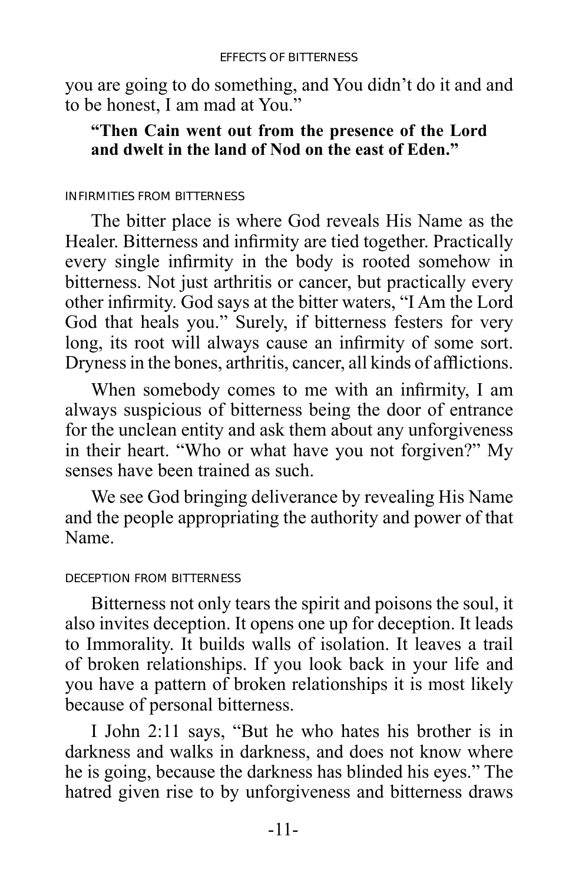you are going to do something, and You didn't do it and and to be honest, I am mad at You."

**"Then Cain went out from the presence of the Lord and dwelt in the land of Nod on the east of Eden."**

### INFIRMITIES FROM BITTERNESS

The bitter place is where God reveals His Name as the Healer. Bitterness and infirmity are tied together. Practically every single infirmity in the body is rooted somehow in bitterness. Not just arthritis or cancer, but practically every other infirmity. God says at the bitter waters, "I Am the Lord God that heals you." Surely, if bitterness festers for very long, its root will always cause an infirmity of some sort. Dryness in the bones, arthritis, cancer, all kinds of afflictions.

When somebody comes to me with an infirmity, I am always suspicious of bitterness being the door of entrance for the unclean entity and ask them about any unforgiveness in their heart. "Who or what have you not forgiven?" My senses have been trained as such.

We see God bringing deliverance by revealing His Name and the people appropriating the authority and power of that Name.

### DECEPTION FROM BITTERNESS

Bitterness not only tears the spirit and poisons the soul, it also invites deception. It opens one up for deception. It leads to Immorality. It builds walls of isolation. It leaves a trail of broken relationships. If you look back in your life and you have a pattern of broken relationships it is most likely because of personal bitterness.

I John 2:11 says, "But he who hates his brother is in darkness and walks in darkness, and does not know where he is going, because the darkness has blinded his eyes." The hatred given rise to by unforgiveness and bitterness draws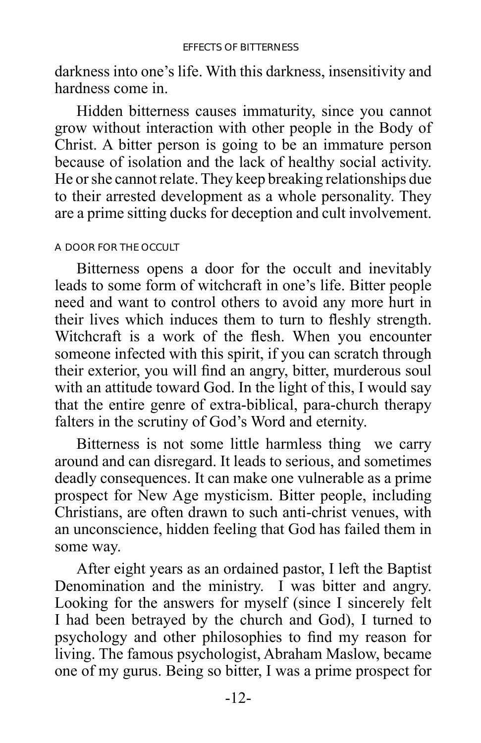darkness into one's life. With this darkness, insensitivity and hardness come in.

Hidden bitterness causes immaturity, since you cannot grow without interaction with other people in the Body of Christ. A bitter person is going to be an immature person because of isolation and the lack of healthy social activity. He or she cannot relate. They keep breaking relationships due to their arrested development as a whole personality. They are a prime sitting ducks for deception and cult involvement.

### A DOOR FOR THE OCCULT

Bitterness opens a door for the occult and inevitably leads to some form of witchcraft in one's life. Bitter people need and want to control others to avoid any more hurt in their lives which induces them to turn to fleshly strength. Witchcraft is a work of the flesh. When you encounter someone infected with this spirit, if you can scratch through their exterior, you will find an angry, bitter, murderous soul with an attitude toward God. In the light of this, I would say that the entire genre of extra-biblical, para-church therapy falters in the scrutiny of God's Word and eternity.

Bitterness is not some little harmless thing we carry around and can disregard. It leads to serious, and sometimes deadly consequences. It can make one vulnerable as a prime prospect for New Age mysticism. Bitter people, including Christians, are often drawn to such anti-christ venues, with an unconscience, hidden feeling that God has failed them in some way.

After eight years as an ordained pastor, I left the Baptist Denomination and the ministry. I was bitter and angry. Looking for the answers for myself (since I sincerely felt I had been betrayed by the church and God), I turned to psychology and other philosophies to find my reason for living. The famous psychologist, Abraham Maslow, became one of my gurus. Being so bitter, I was a prime prospect for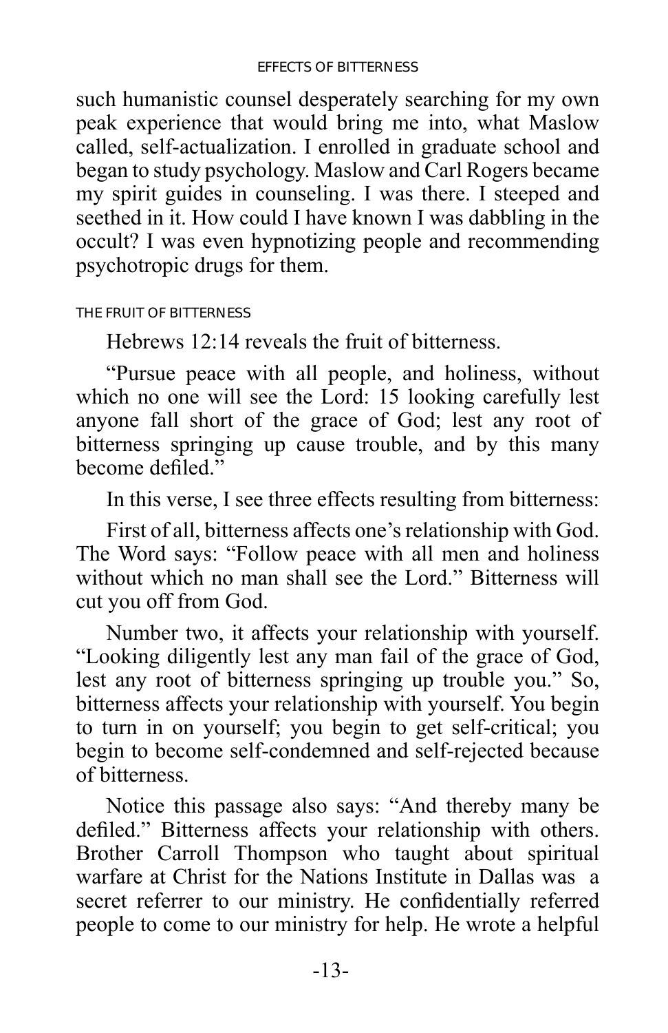such humanistic counsel desperately searching for my own peak experience that would bring me into, what Maslow called, self-actualization. I enrolled in graduate school and began to study psychology. Maslow and Carl Rogers became my spirit guides in counseling. I was there. I steeped and seethed in it. How could I have known I was dabbling in the occult? I was even hypnotizing people and recommending psychotropic drugs for them.

### THE FRUIT OF BITTERNESS

Hebrews 12:14 reveals the fruit of bitterness.

"Pursue peace with all people, and holiness, without which no one will see the Lord: 15 looking carefully lest anyone fall short of the grace of God; lest any root of bitterness springing up cause trouble, and by this many become defiled."

In this verse, I see three effects resulting from bitterness:

First of all, bitterness affects one's relationship with God. The Word says: "Follow peace with all men and holiness without which no man shall see the Lord." Bitterness will cut you off from God.

Number two, it affects your relationship with yourself. "Looking diligently lest any man fail of the grace of God, lest any root of bitterness springing up trouble you." So, bitterness affects your relationship with yourself. You begin to turn in on yourself; you begin to get self-critical; you begin to become self-condemned and self-rejected because of bitterness.

Notice this passage also says: "And thereby many be defiled." Bitterness affects your relationship with others. Brother Carroll Thompson who taught about spiritual warfare at Christ for the Nations Institute in Dallas was a secret referrer to our ministry. He confidentially referred people to come to our ministry for help. He wrote a helpful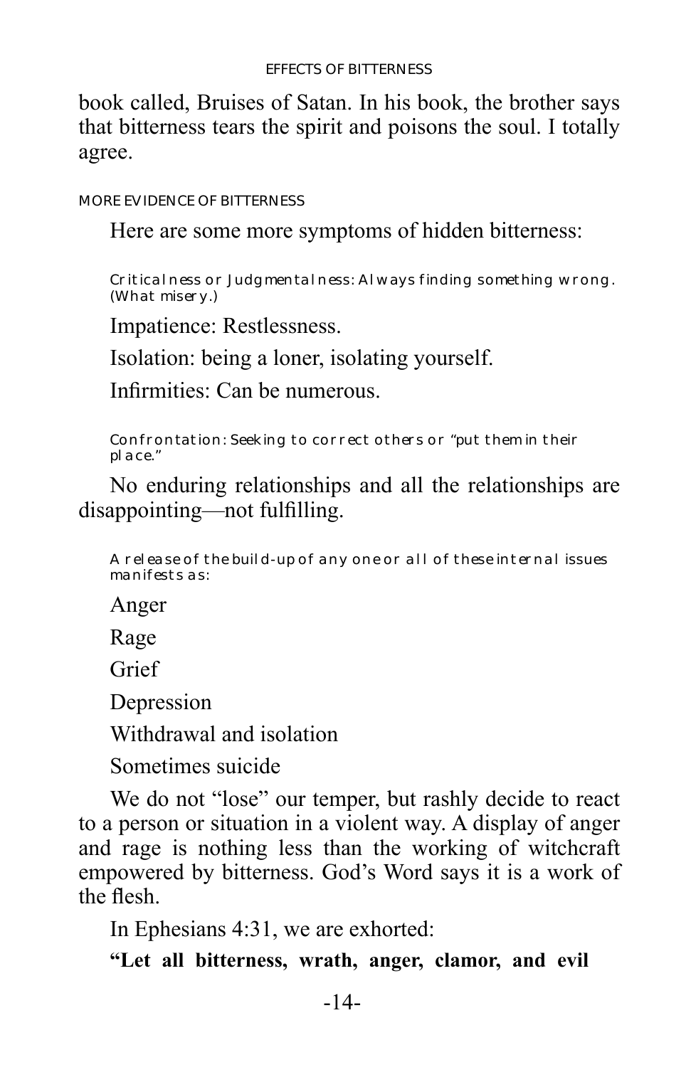book called, Bruises of Satan. In his book, the brother says that bitterness tears the spirit and poisons the soul. I totally agree.

### MORE EVIDENCE OF BITTERNESS

Here are some more symptoms of hidden bitterness:

Criticalness or Judgmentalness: Always finding something wrong. (What misery.)

Impatience: Restlessness.

Isolation: being a loner, isolating yourself.

Infirmities: Can be numerous.

Confrontation: Seeking to correct others or "put them in their place."

No enduring relationships and all the relationships are disappointing—not fulfilling.

A release of the build-up of any one or all of these internal issues manifests as:

Anger

Rage

Grief

Depression

Withdrawal and isolation

Sometimes suicide

We do not "lose" our temper, but rashly decide to react to a person or situation in a violent way. A display of anger and rage is nothing less than the working of witchcraft empowered by bitterness. God's Word says it is a work of the flesh.

In Ephesians 4:31, we are exhorted:

**"Let all bitterness, wrath, anger, clamor, and evil**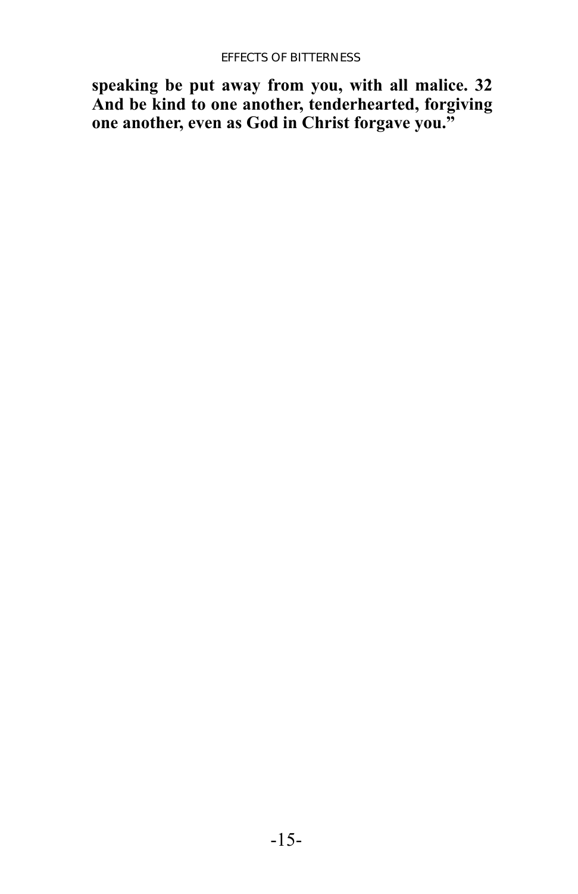**speaking be put away from you, with all malice. 32 And be kind to one another, tenderhearted, forgiving one another, even as God in Christ forgave you."**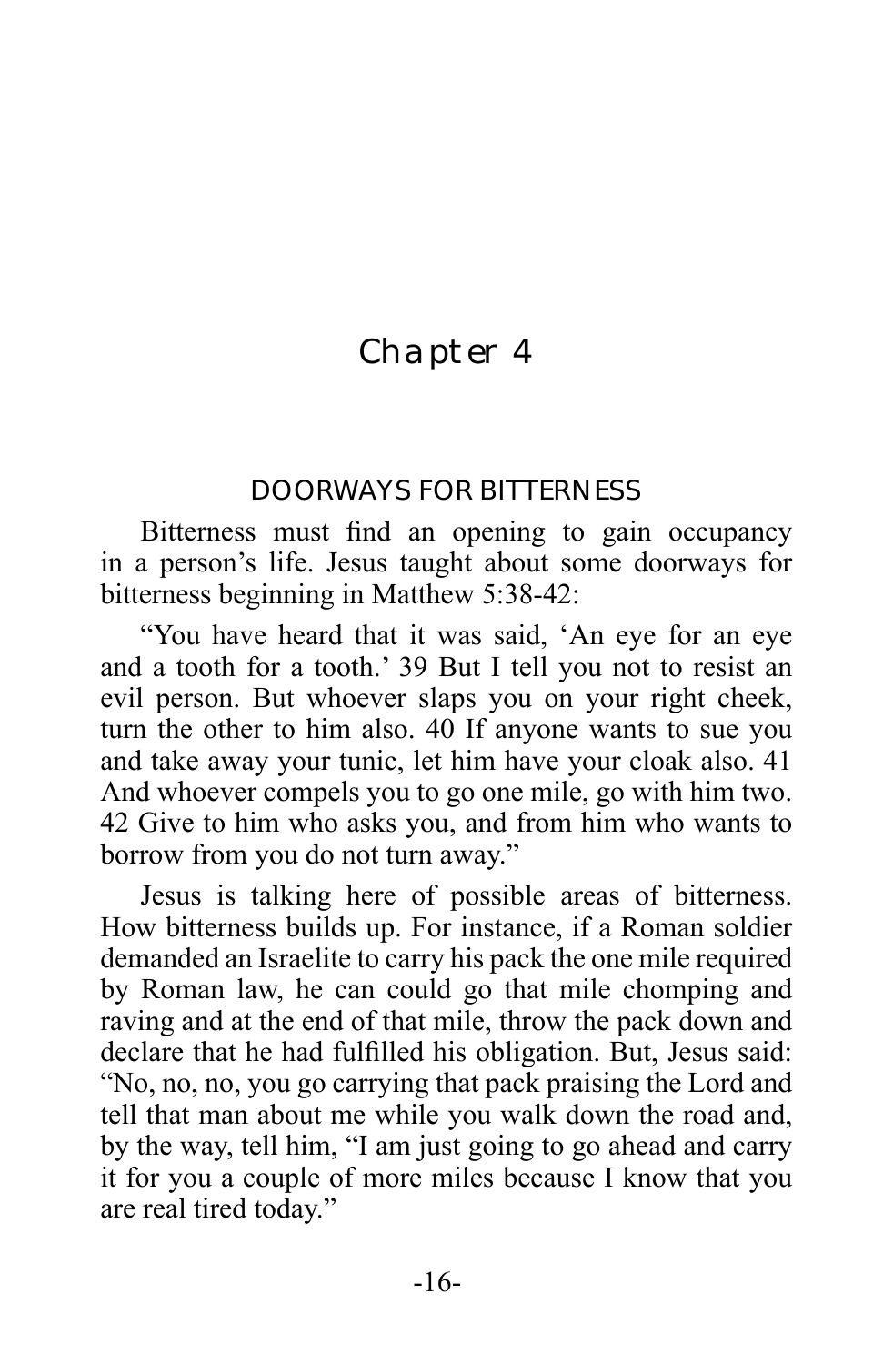# Chapter 4

## DOORWAYS FOR BITTERNESS

Bitterness must find an opening to gain occupancy in a person's life. Jesus taught about some doorways for bitterness beginning in Matthew 5:38-42:

"You have heard that it was said, 'An eye for an eye and a tooth for a tooth.' 39 But I tell you not to resist an evil person. But whoever slaps you on your right cheek, turn the other to him also. 40 If anyone wants to sue you and take away your tunic, let him have your cloak also. 41 And whoever compels you to go one mile, go with him two. 42 Give to him who asks you, and from him who wants to borrow from you do not turn away."

Jesus is talking here of possible areas of bitterness. How bitterness builds up. For instance, if a Roman soldier demanded an Israelite to carry his pack the one mile required by Roman law, he can could go that mile chomping and raving and at the end of that mile, throw the pack down and declare that he had fulfilled his obligation. But, Jesus said: "No, no, no, you go carrying that pack praising the Lord and tell that man about me while you walk down the road and, by the way, tell him, "I am just going to go ahead and carry it for you a couple of more miles because I know that you are real tired today."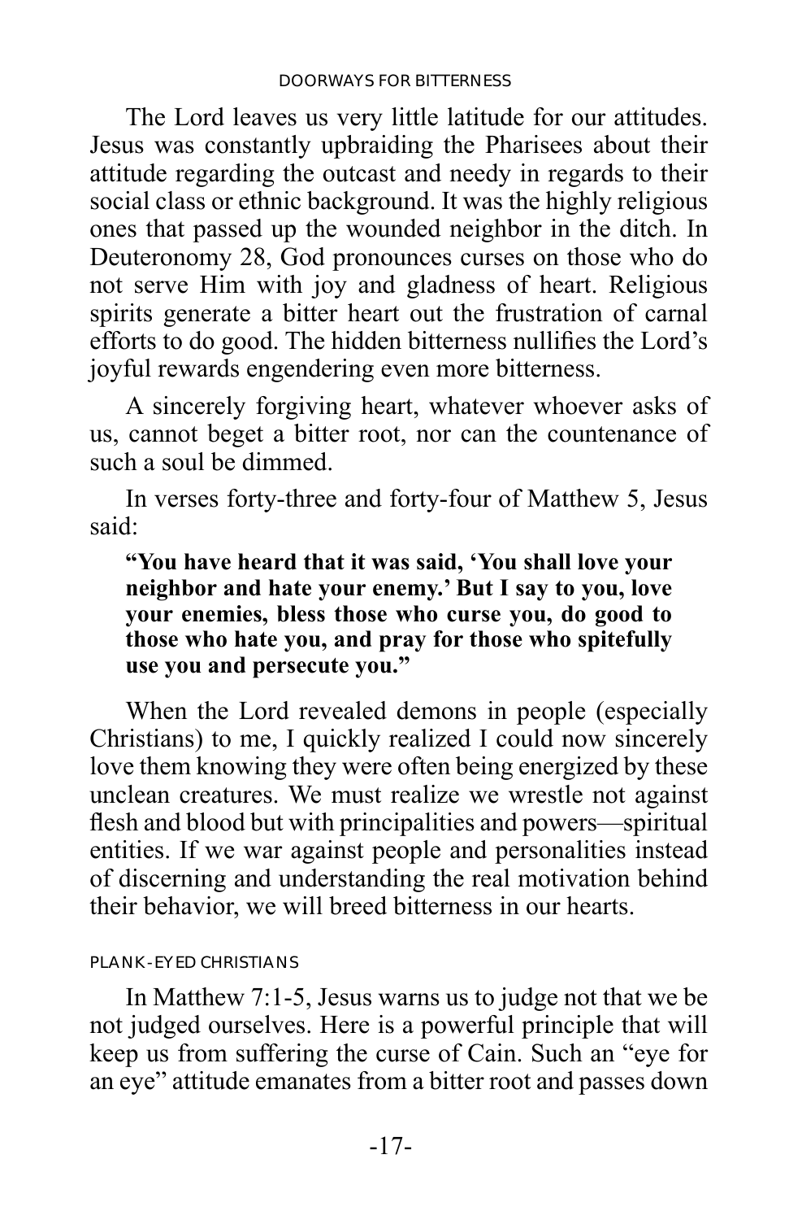The Lord leaves us very little latitude for our attitudes. Jesus was constantly upbraiding the Pharisees about their attitude regarding the outcast and needy in regards to their social class or ethnic background. It was the highly religious ones that passed up the wounded neighbor in the ditch. In Deuteronomy 28, God pronounces curses on those who do not serve Him with joy and gladness of heart. Religious spirits generate a bitter heart out the frustration of carnal efforts to do good. The hidden bitterness nullifies the Lord's joyful rewards engendering even more bitterness.

A sincerely forgiving heart, whatever whoever asks of us, cannot beget a bitter root, nor can the countenance of such a soul be dimmed.

In verses forty-three and forty-four of Matthew 5, Jesus said:

> **"You have heard that it was said, 'You shall love your neighbor and hate your enemy.' But I say to you, love your enemies, bless those who curse you, do good to those who hate you, and pray for those who spitefully use you and persecute you."**

When the Lord revealed demons in people (especially Christians) to me, I quickly realized I could now sincerely love them knowing they were often being energized by these unclean creatures. We must realize we wrestle not against flesh and blood but with principalities and powers—spiritual entities. If we war against people and personalities instead of discerning and understanding the real motivation behind their behavior, we will breed bitterness in our hearts.

### PLANK-EYED CHRISTIANS

In Matthew 7:1-5, Jesus warns us to judge not that we be not judged ourselves. Here is a powerful principle that will keep us from suffering the curse of Cain. Such an "eye for an eye" attitude emanates from a bitter root and passes down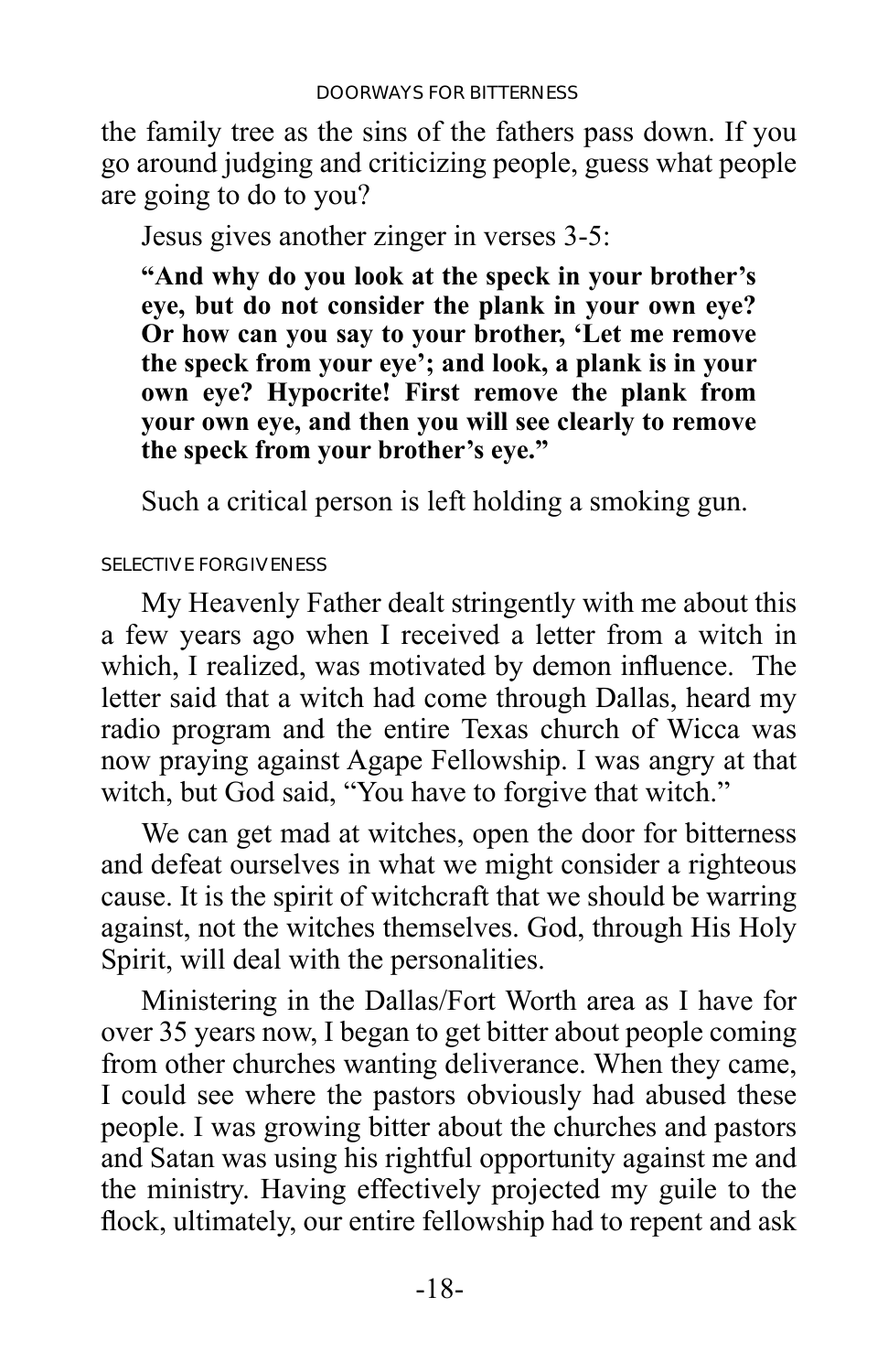the family tree as the sins of the fathers pass down. If you go around judging and criticizing people, guess what people are going to do to you?

Jesus gives another zinger in verses 3-5:

**"And why do you look at the speck in your brother's eye, but do not consider the plank in your own eye? Or how can you say to your brother, 'Let me remove the speck from your eye'; and look, a plank is in your own eye? Hypocrite! First remove the plank from your own eye, and then you will see clearly to remove the speck from your brother's eye."**

Such a critical person is left holding a smoking gun.

### SELECTIVE FORGIVENESS

My Heavenly Father dealt stringently with me about this a few years ago when I received a letter from a witch in which, I realized, was motivated by demon influence. The letter said that a witch had come through Dallas, heard my radio program and the entire Texas church of Wicca was now praying against Agape Fellowship. I was angry at that witch, but God said, "You have to forgive that witch."

We can get mad at witches, open the door for bitterness and defeat ourselves in what we might consider a righteous cause. It is the spirit of witchcraft that we should be warring against, not the witches themselves. God, through His Holy Spirit, will deal with the personalities.

Ministering in the Dallas/Fort Worth area as I have for over 35 years now, I began to get bitter about people coming from other churches wanting deliverance. When they came, I could see where the pastors obviously had abused these people. I was growing bitter about the churches and pastors and Satan was using his rightful opportunity against me and the ministry. Having effectively projected my guile to the flock, ultimately, our entire fellowship had to repent and ask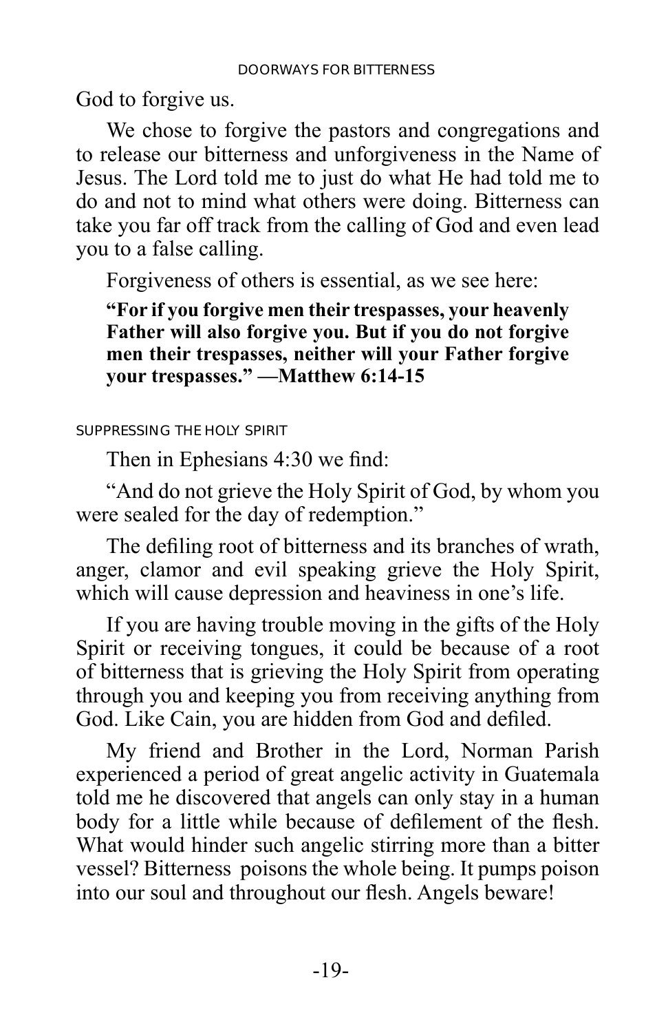God to forgive us.

We chose to forgive the pastors and congregations and to release our bitterness and unforgiveness in the Name of Jesus. The Lord told me to just do what He had told me to do and not to mind what others were doing. Bitterness can take you far off track from the calling of God and even lead you to a false calling.

Forgiveness of others is essential, as we see here:

> **"For if you forgive men their trespasses, your heavenly Father will also forgive you. But if you do not forgive men their trespasses, neither will your Father forgive your trespasses." —Matthew 6:14-15**

### SUPPRESSING THE HOLY SPIRIT

Then in Ephesians 4:30 we find:

"And do not grieve the Holy Spirit of God, by whom you were sealed for the day of redemption."

The defiling root of bitterness and its branches of wrath, anger, clamor and evil speaking grieve the Holy Spirit, which will cause depression and heaviness in one's life.

If you are having trouble moving in the gifts of the Holy Spirit or receiving tongues, it could be because of a root of bitterness that is grieving the Holy Spirit from operating through you and keeping you from receiving anything from God. Like Cain, you are hidden from God and defiled.

My friend and Brother in the Lord, Norman Parish experienced a period of great angelic activity in Guatemala told me he discovered that angels can only stay in a human body for a little while because of defilement of the flesh. What would hinder such angelic stirring more than a bitter vessel? Bitterness poisons the whole being. It pumps poison into our soul and throughout our flesh. Angels beware!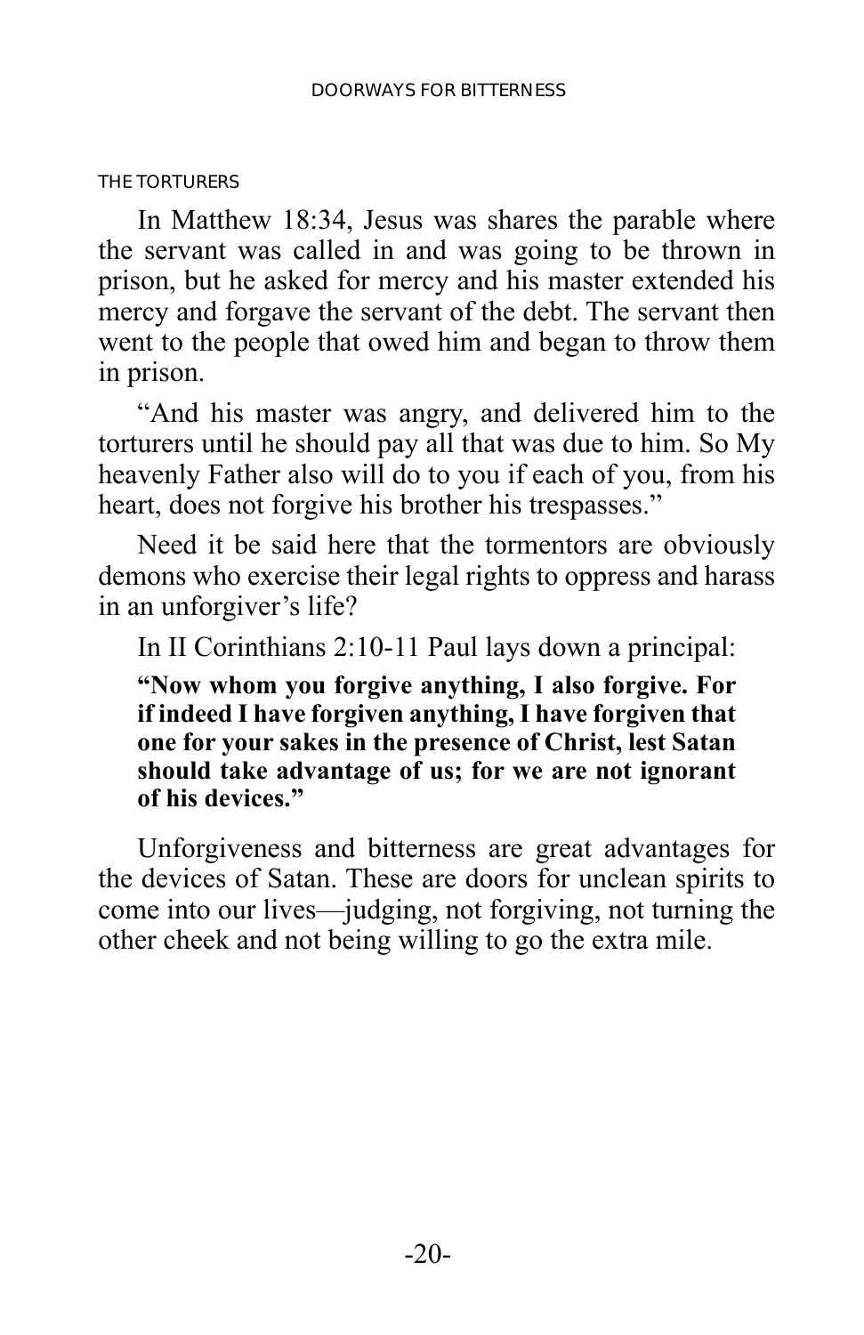## THE TORTURERS

In Matthew 18:34, Jesus was shares the parable where the servant was called in and was going to be thrown in prison, but he asked for mercy and his master extended his mercy and forgave the servant of the debt. The servant then went to the people that owed him and began to throw them in prison.

"And his master was angry, and delivered him to the torturers until he should pay all that was due to him. So My heavenly Father also will do to you if each of you, from his heart, does not forgive his brother his trespasses."

Need it be said here that the tormentors are obviously demons who exercise their legal rights to oppress and harass in an unforgiver's life?

In II Corinthians 2:10-11 Paul lays down a principal:

> **"Now whom you forgive anything, I also forgive. For if indeed I have forgiven anything, I have forgiven that one for your sakes in the presence of Christ, lest Satan should take advantage of us; for we are not ignorant of his devices."**

Unforgiveness and bitterness are great advantages for the devices of Satan. These are doors for unclean spirits to come into our lives—judging, not forgiving, not turning the other cheek and not being willing to go the extra mile.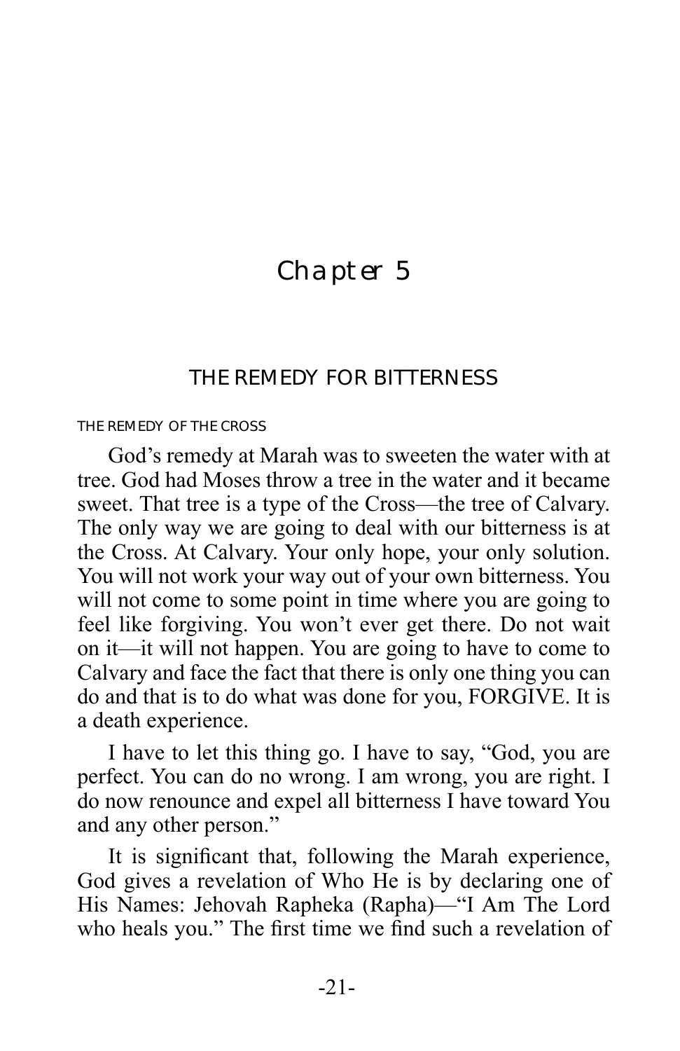# Chapter 5

## THE REMEDY FOR BITTERNESS

### THE REMEDY OF THE CROSS

God's remedy at Marah was to sweeten the water with at tree. God had Moses throw a tree in the water and it became sweet. That tree is a type of the Cross—the tree of Calvary. The only way we are going to deal with our bitterness is at the Cross. At Calvary. Your only hope, your only solution. You will not work your way out of your own bitterness. You will not come to some point in time where you are going to feel like forgiving. You won't ever get there. Do not wait on it—it will not happen. You are going to have to come to Calvary and face the fact that there is only one thing you can do and that is to do what was done for you, FORGIVE. It is a death experience.

I have to let this thing go. I have to say, "God, you are perfect. You can do no wrong. I am wrong, you are right. I do now renounce and expel all bitterness I have toward You and any other person."

It is significant that, following the Marah experience, God gives a revelation of Who He is by declaring one of His Names: Jehovah Rapheka (Rapha)—"I Am The Lord who heals you." The first time we find such a revelation of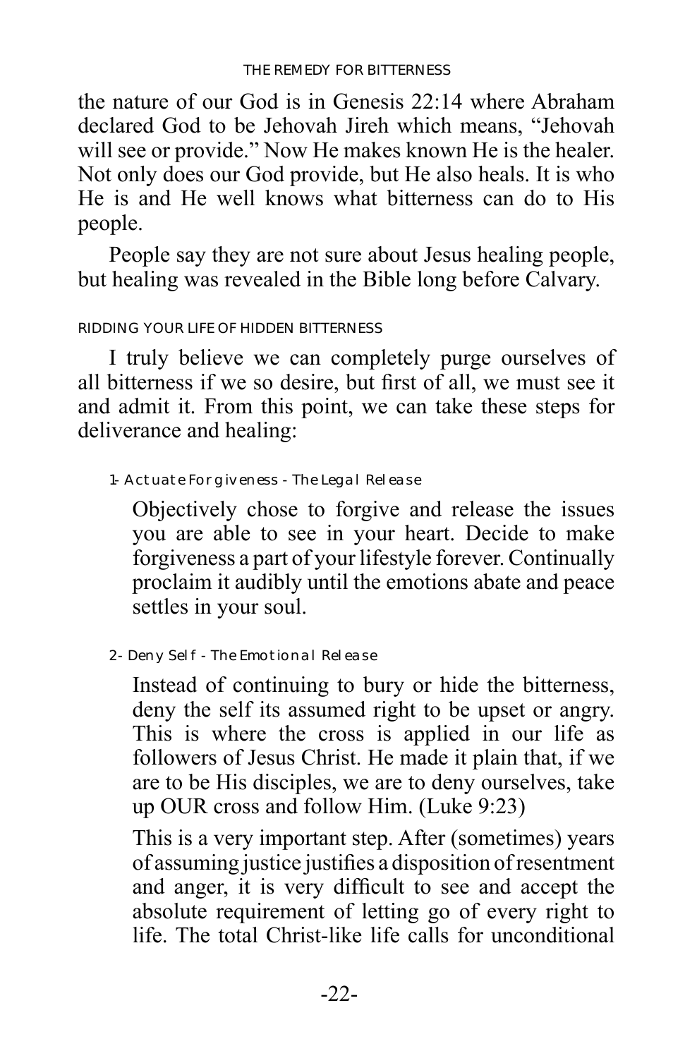the nature of our God is in Genesis 22:14 where Abraham declared God to be Jehovah Jireh which means, "Jehovah will see or provide." Now He makes known He is the healer. Not only does our God provide, but He also heals. It is who He is and He well knows what bitterness can do to His people.

People say they are not sure about Jesus healing people, but healing was revealed in the Bible long before Calvary.

## RIDDING YOUR LIFE OF HIDDEN BITTERNESS

I truly believe we can completely purge ourselves of all bitterness if we so desire, but first of all, we must see it and admit it. From this point, we can take these steps for deliverance and healing:

### 1- Actuate Forgiveness - The Legal Release

Objectively chose to forgive and release the issues you are able to see in your heart. Decide to make forgiveness a part of your lifestyle forever. Continually proclaim it audibly until the emotions abate and peace settles in your soul.

### 2- Deny Self - The Emotional Release

Instead of continuing to bury or hide the bitterness, deny the self its assumed right to be upset or angry. This is where the cross is applied in our life as followers of Jesus Christ. He made it plain that, if we are to be His disciples, we are to deny ourselves, take up OUR cross and follow Him. (Luke 9:23)

This is a very important step. After (sometimes) years of assuming justice justifies a disposition of resentment and anger, it is very difficult to see and accept the absolute requirement of letting go of every right to life. The total Christ-like life calls for unconditional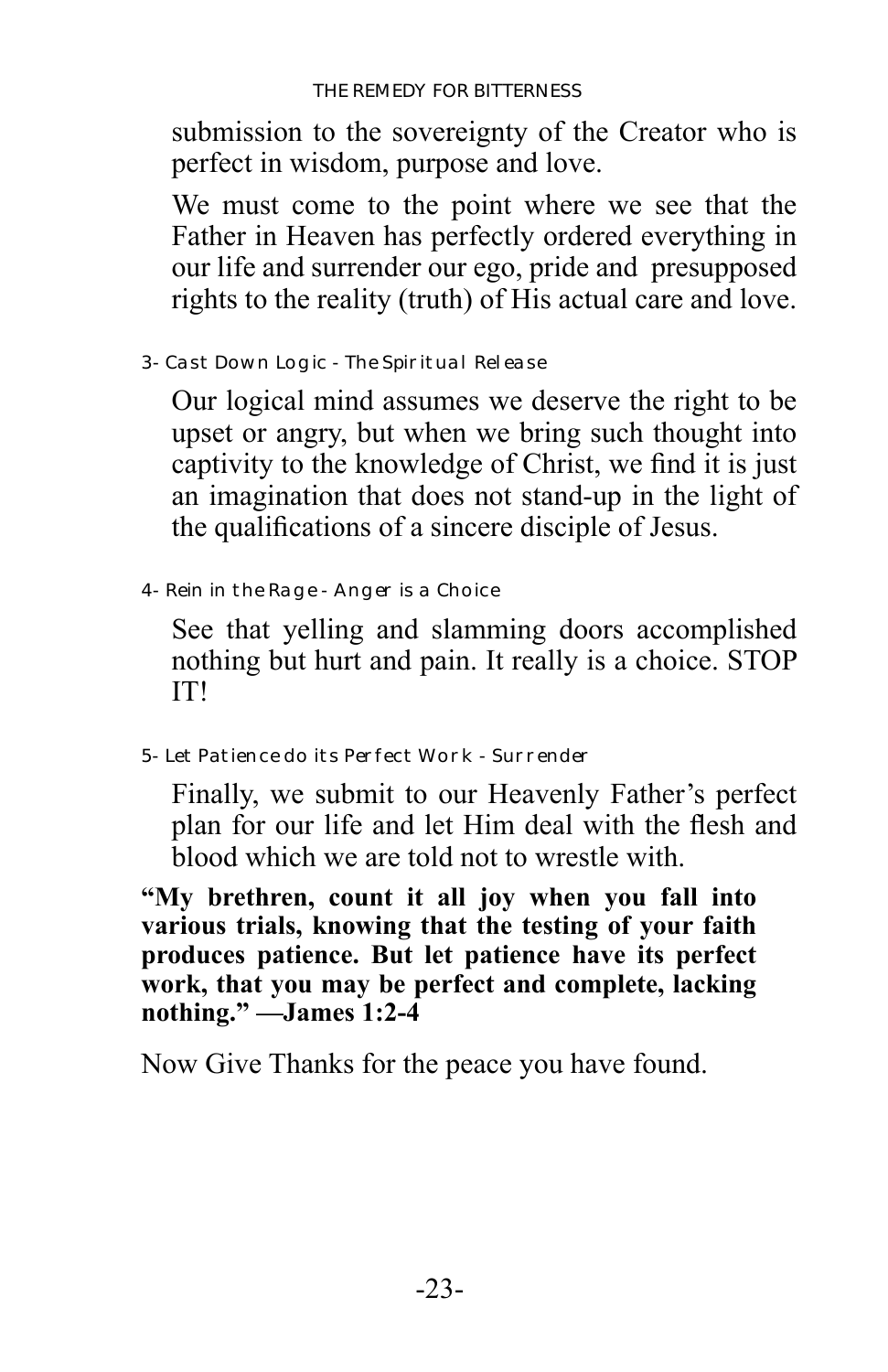submission to the sovereignty of the Creator who is perfect in wisdom, purpose and love.

We must come to the point where we see that the Father in Heaven has perfectly ordered everything in our life and surrender our ego, pride and presupposed rights to the reality (truth) of His actual care and love.

### 3- Cast Down Logic - The Spiritual Release

Our logical mind assumes we deserve the right to be upset or angry, but when we bring such thought into captivity to the knowledge of Christ, we find it is just an imagination that does not stand-up in the light of the qualifications of a sincere disciple of Jesus.

### 4- Rein in the Rage - Anger is a Choice

See that yelling and slamming doors accomplished nothing but hurt and pain. It really is a choice. STOP IT!

### 5- Let Patience do its Perfect Work - Surrender

Finally, we submit to our Heavenly Father's perfect plan for our life and let Him deal with the flesh and blood which we are told not to wrestle with.

**"My brethren, count it all joy when you fall into various trials, knowing that the testing of your faith produces patience. But let patience have its perfect work, that you may be perfect and complete, lacking nothing." —James 1:2-4**

Now Give Thanks for the peace you have found.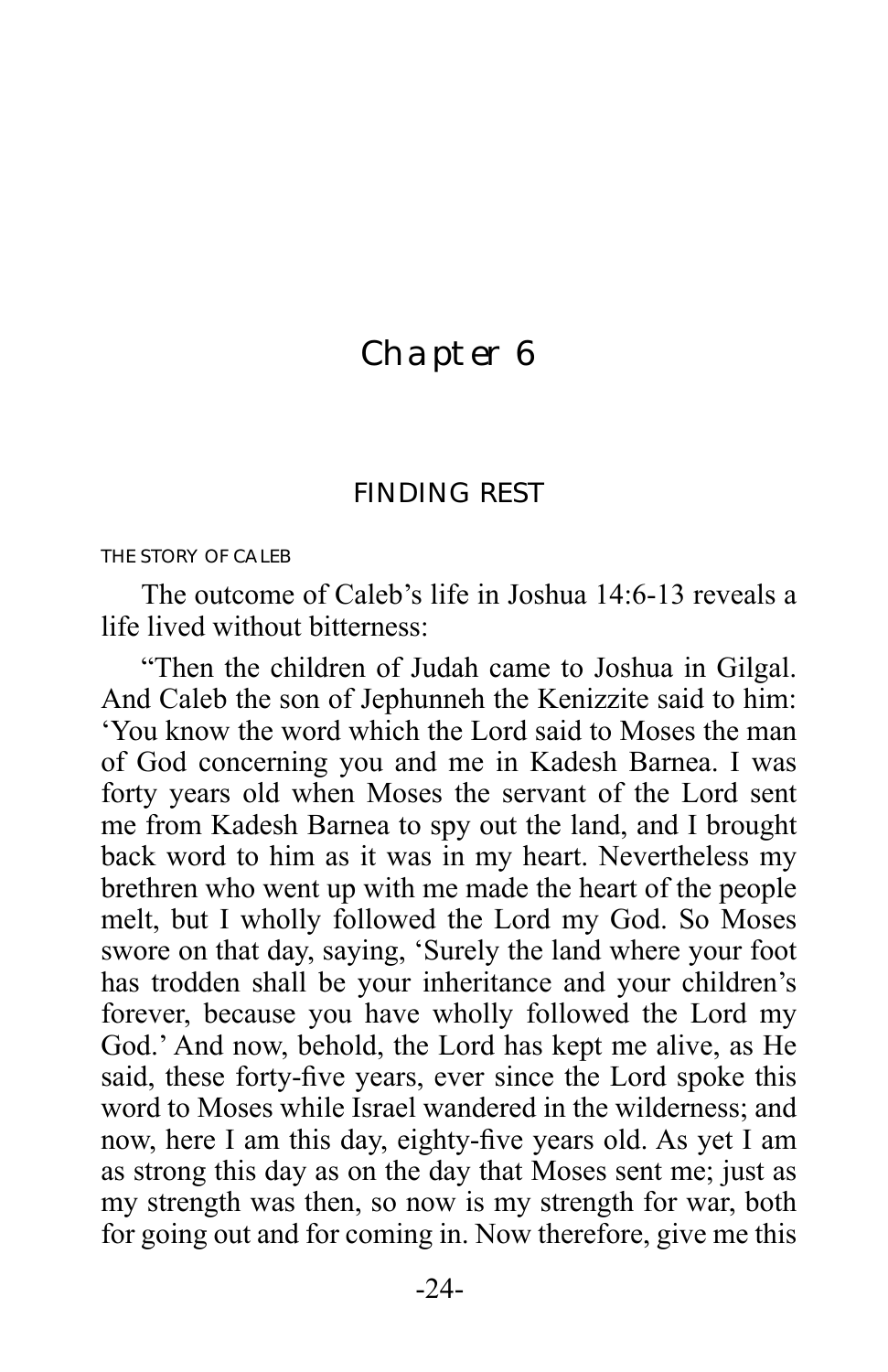# Chapter 6

## FINDING REST

### THE STORY OF CALEB

The outcome of Caleb's life in Joshua 14:6-13 reveals a life lived without bitterness:

"Then the children of Judah came to Joshua in Gilgal. And Caleb the son of Jephunneh the Kenizzite said to him: 'You know the word which the Lord said to Moses the man of God concerning you and me in Kadesh Barnea. I was forty years old when Moses the servant of the Lord sent me from Kadesh Barnea to spy out the land, and I brought back word to him as it was in my heart. Nevertheless my brethren who went up with me made the heart of the people melt, but I wholly followed the Lord my God. So Moses swore on that day, saying, 'Surely the land where your foot has trodden shall be your inheritance and your children's forever, because you have wholly followed the Lord my God.' And now, behold, the Lord has kept me alive, as He said, these forty-five years, ever since the Lord spoke this word to Moses while Israel wandered in the wilderness; and now, here I am this day, eighty-five years old. As yet I am as strong this day as on the day that Moses sent me; just as my strength was then, so now is my strength for war, both for going out and for coming in. Now therefore, give me this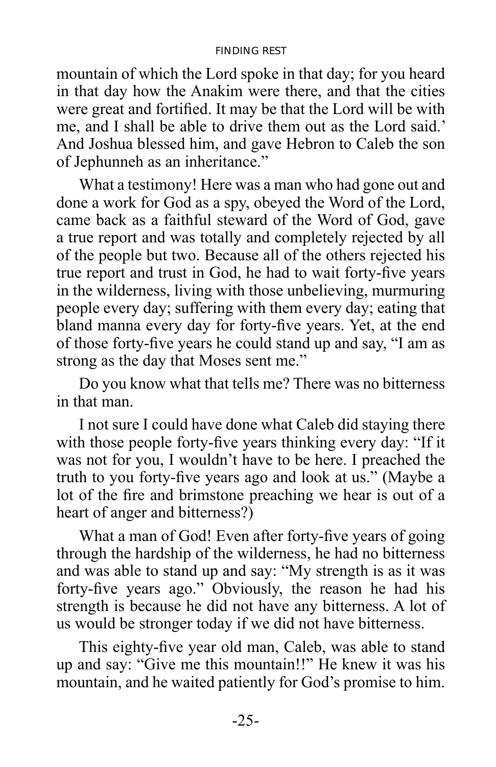mountain of which the Lord spoke in that day; for you heard in that day how the Anakim were there, and that the cities were great and fortified. It may be that the Lord will be with me, and I shall be able to drive them out as the Lord said.' And Joshua blessed him, and gave Hebron to Caleb the son of Jephunneh as an inheritance."

What a testimony! Here was a man who had gone out and done a work for God as a spy, obeyed the Word of the Lord, came back as a faithful steward of the Word of God, gave a true report and was totally and completely rejected by all of the people but two. Because all of the others rejected his true report and trust in God, he had to wait forty-five years in the wilderness, living with those unbelieving, murmuring people every day; suffering with them every day; eating that bland manna every day for forty-five years. Yet, at the end of those forty-five years he could stand up and say, "I am as strong as the day that Moses sent me."

Do you know what that tells me? There was no bitterness in that man.

I not sure I could have done what Caleb did staying there with those people forty-five years thinking every day: "If it was not for you, I wouldn't have to be here. I preached the truth to you forty-five years ago and look at us." (Maybe a lot of the fire and brimstone preaching we hear is out of a heart of anger and bitterness?)

What a man of God! Even after forty-five years of going through the hardship of the wilderness, he had no bitterness and was able to stand up and say: "My strength is as it was forty-five years ago." Obviously, the reason he had his strength is because he did not have any bitterness. A lot of us would be stronger today if we did not have bitterness.

This eighty-five year old man, Caleb, was able to stand up and say: "Give me this mountain!!" He knew it was his mountain, and he waited patiently for God's promise to him.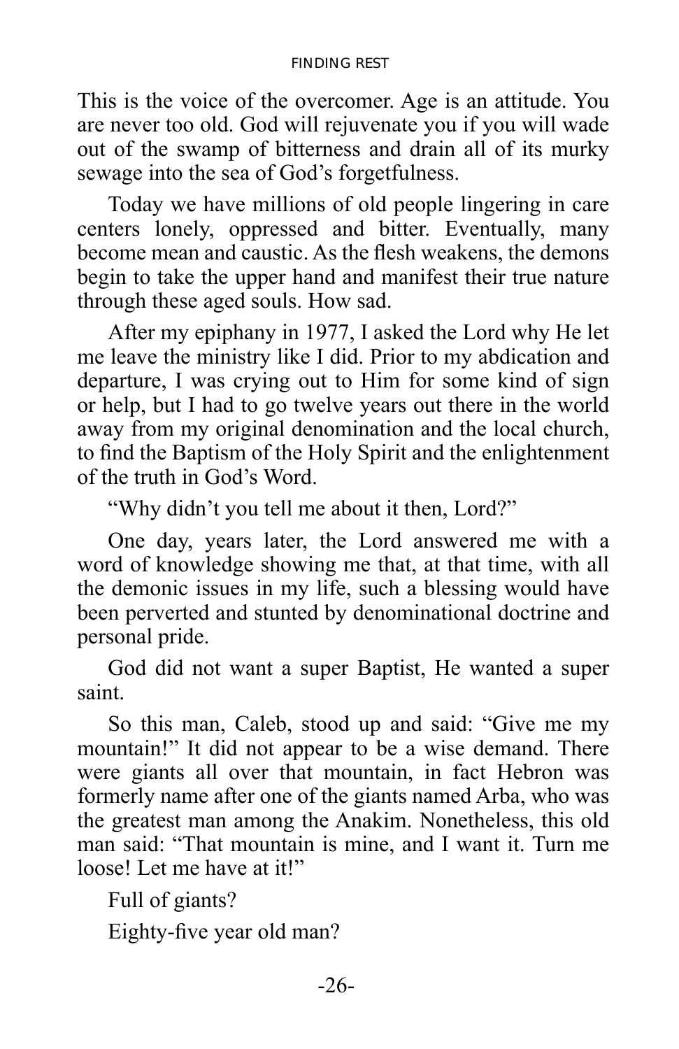This is the voice of the overcomer. Age is an attitude. You are never too old. God will rejuvenate you if you will wade out of the swamp of bitterness and drain all of its murky sewage into the sea of God's forgetfulness.

Today we have millions of old people lingering in care centers lonely, oppressed and bitter. Eventually, many become mean and caustic. As the flesh weakens, the demons begin to take the upper hand and manifest their true nature through these aged souls. How sad.

After my epiphany in 1977, I asked the Lord why He let me leave the ministry like I did. Prior to my abdication and departure, I was crying out to Him for some kind of sign or help, but I had to go twelve years out there in the world away from my original denomination and the local church, to find the Baptism of the Holy Spirit and the enlightenment of the truth in God's Word.

"Why didn't you tell me about it then, Lord?"

One day, years later, the Lord answered me with a word of knowledge showing me that, at that time, with all the demonic issues in my life, such a blessing would have been perverted and stunted by denominational doctrine and personal pride.

God did not want a super Baptist, He wanted a super saint.

So this man, Caleb, stood up and said: "Give me my mountain!" It did not appear to be a wise demand. There were giants all over that mountain, in fact Hebron was formerly name after one of the giants named Arba, who was the greatest man among the Anakim. Nonetheless, this old man said: "That mountain is mine, and I want it. Turn me loose! Let me have at it!"

Full of giants?

Eighty-five year old man?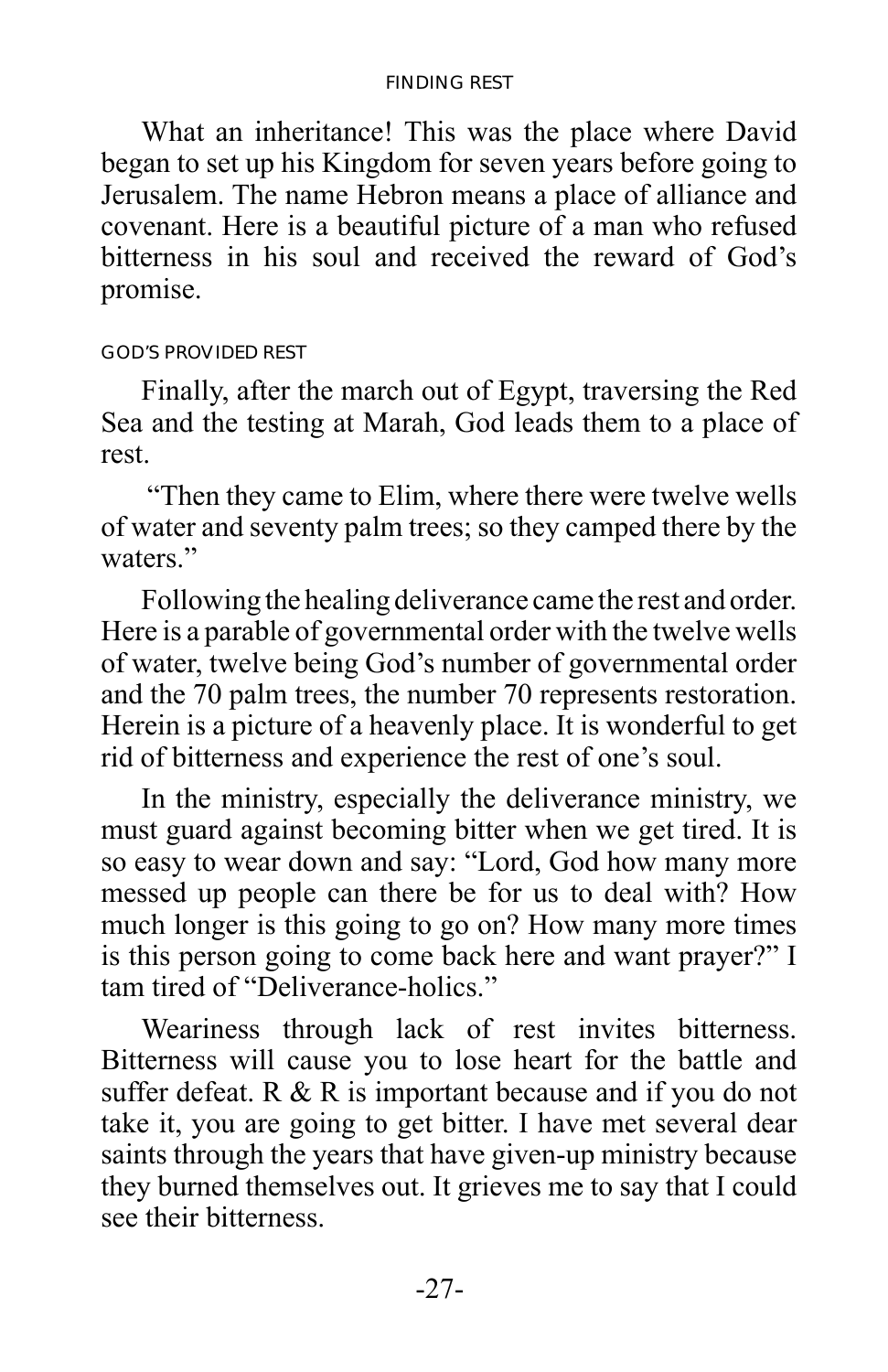What an inheritance! This was the place where David began to set up his Kingdom for seven years before going to Jerusalem. The name Hebron means a place of alliance and covenant. Here is a beautiful picture of a man who refused bitterness in his soul and received the reward of God's promise.

### GOD'S PROVIDED REST

Finally, after the march out of Egypt, traversing the Red Sea and the testing at Marah, God leads them to a place of rest.

"Then they came to Elim, where there were twelve wells of water and seventy palm trees; so they camped there by the waters."

Following the healing deliverance came the rest and order. Here is a parable of governmental order with the twelve wells of water, twelve being God's number of governmental order and the 70 palm trees, the number 70 represents restoration. Herein is a picture of a heavenly place. It is wonderful to get rid of bitterness and experience the rest of one's soul.

In the ministry, especially the deliverance ministry, we must guard against becoming bitter when we get tired. It is so easy to wear down and say: "Lord, God how many more messed up people can there be for us to deal with? How much longer is this going to go on? How many more times is this person going to come back here and want prayer?" I tam tired of "Deliverance-holics."

Weariness through lack of rest invites bitterness. Bitterness will cause you to lose heart for the battle and suffer defeat. R & R is important because and if you do not take it, you are going to get bitter. I have met several dear saints through the years that have given-up ministry because they burned themselves out. It grieves me to say that I could see their bitterness.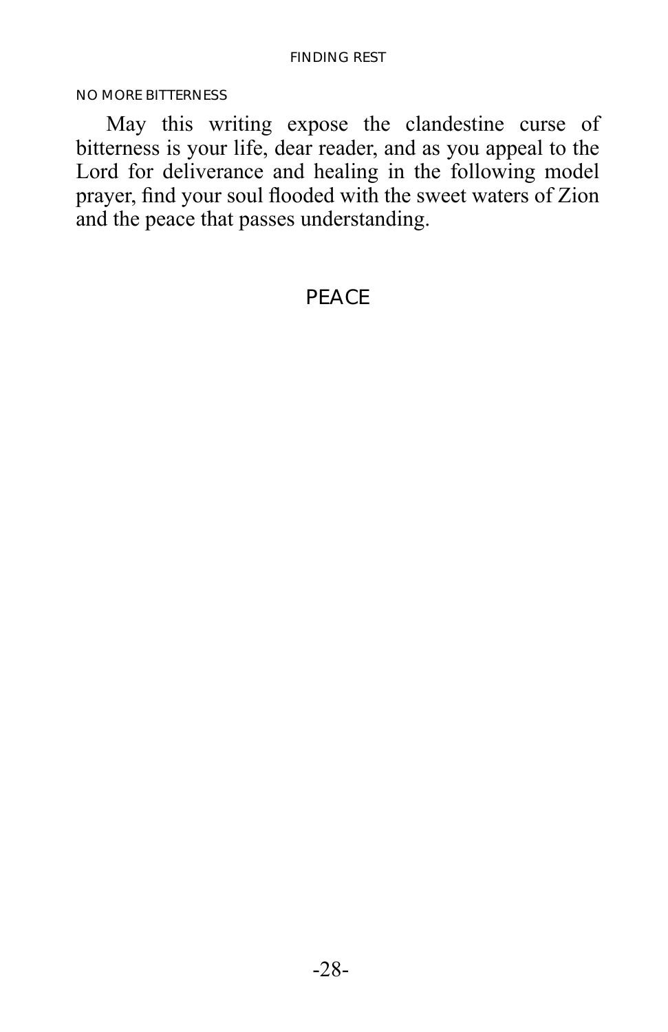NO MORE BITTERNESS

May this writing expose the clandestine curse of bitterness is your life, dear reader, and as you appeal to the Lord for deliverance and healing in the following model prayer, find your soul flooded with the sweet waters of Zion and the peace that passes understanding.

PEACE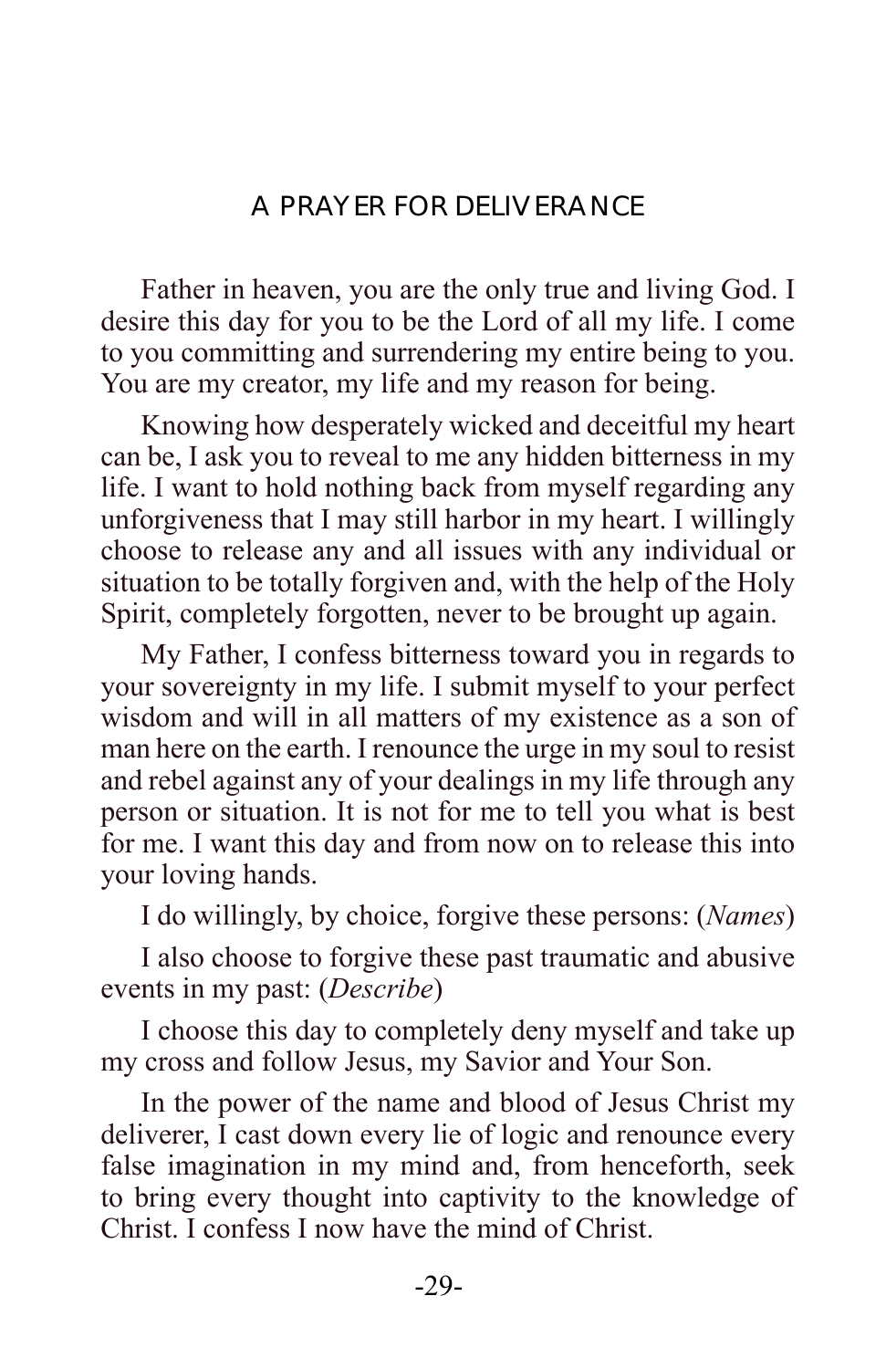# A PRAYER FOR DELIVERANCE

Father in heaven, you are the only true and living God. I desire this day for you to be the Lord of all my life. I come to you committing and surrendering my entire being to you. You are my creator, my life and my reason for being.

Knowing how desperately wicked and deceitful my heart can be, I ask you to reveal to me any hidden bitterness in my life. I want to hold nothing back from myself regarding any unforgiveness that I may still harbor in my heart. I willingly choose to release any and all issues with any individual or situation to be totally forgiven and, with the help of the Holy Spirit, completely forgotten, never to be brought up again.

My Father, I confess bitterness toward you in regards to your sovereignty in my life. I submit myself to your perfect wisdom and will in all matters of my existence as a son of man here on the earth. I renounce the urge in my soul to resist and rebel against any of your dealings in my life through any person or situation. It is not for me to tell you what is best for me. I want this day and from now on to release this into your loving hands.

I do willingly, by choice, forgive these persons: (*Names*)

I also choose to forgive these past traumatic and abusive events in my past: (*Describe*)

I choose this day to completely deny myself and take up my cross and follow Jesus, my Savior and Your Son.

In the power of the name and blood of Jesus Christ my deliverer, I cast down every lie of logic and renounce every false imagination in my mind and, from henceforth, seek to bring every thought into captivity to the knowledge of Christ. I confess I now have the mind of Christ.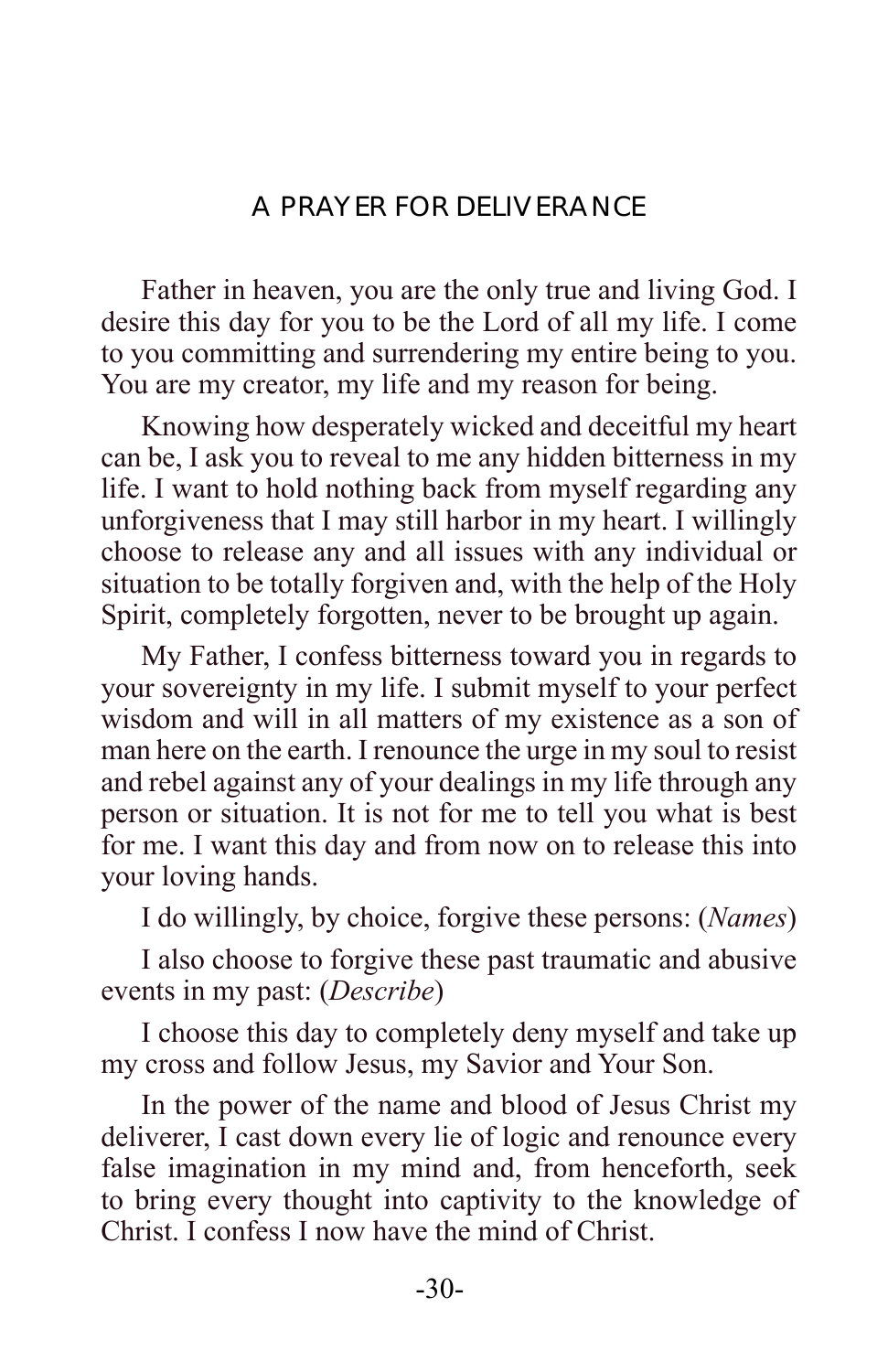## A PRAYER FOR DELIVERANCE

Father in heaven, you are the only true and living God. I desire this day for you to be the Lord of all my life. I come to you committing and surrendering my entire being to you. You are my creator, my life and my reason for being.

Knowing how desperately wicked and deceitful my heart can be, I ask you to reveal to me any hidden bitterness in my life. I want to hold nothing back from myself regarding any unforgiveness that I may still harbor in my heart. I willingly choose to release any and all issues with any individual or situation to be totally forgiven and, with the help of the Holy Spirit, completely forgotten, never to be brought up again.

My Father, I confess bitterness toward you in regards to your sovereignty in my life. I submit myself to your perfect wisdom and will in all matters of my existence as a son of man here on the earth. I renounce the urge in my soul to resist and rebel against any of your dealings in my life through any person or situation. It is not for me to tell you what is best for me. I want this day and from now on to release this into your loving hands.

I do willingly, by choice, forgive these persons: (*Names*)

I also choose to forgive these past traumatic and abusive events in my past: (*Describe*)

I choose this day to completely deny myself and take up my cross and follow Jesus, my Savior and Your Son.

In the power of the name and blood of Jesus Christ my deliverer, I cast down every lie of logic and renounce every false imagination in my mind and, from henceforth, seek to bring every thought into captivity to the knowledge of Christ. I confess I now have the mind of Christ.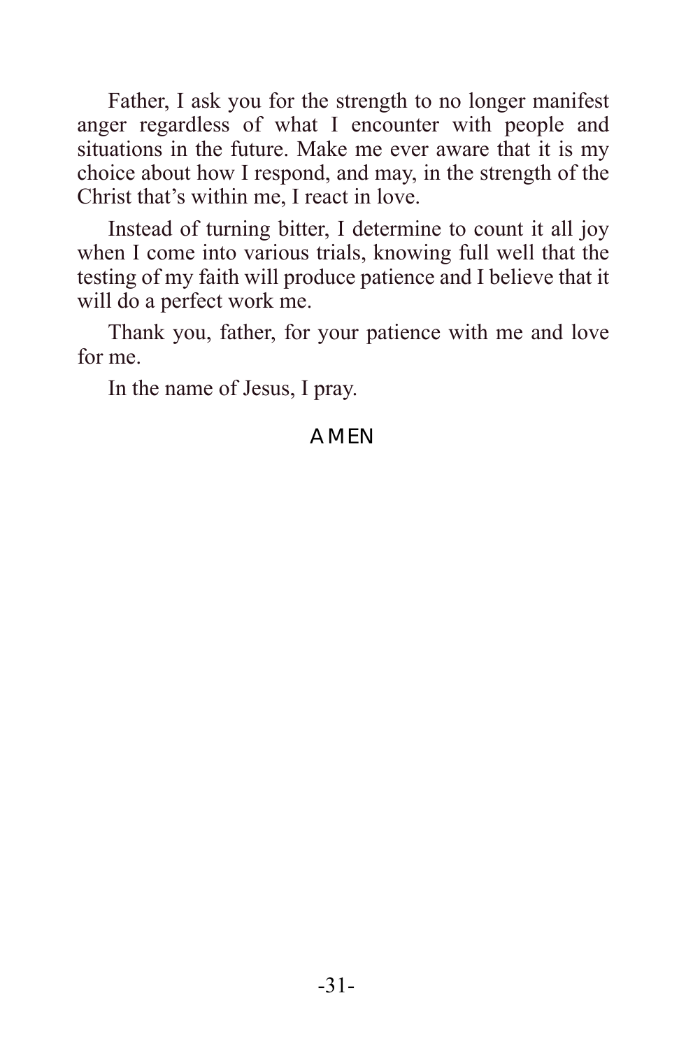Father, I ask you for the strength to no longer manifest anger regardless of what I encounter with people and situations in the future. Make me ever aware that it is my choice about how I respond, and may, in the strength of the Christ that's within me, I react in love.

Instead of turning bitter, I determine to count it all joy when I come into various trials, knowing full well that the testing of my faith will produce patience and I believe that it will do a perfect work me.

Thank you, father, for your patience with me and love for me.

In the name of Jesus, I pray.

AMEN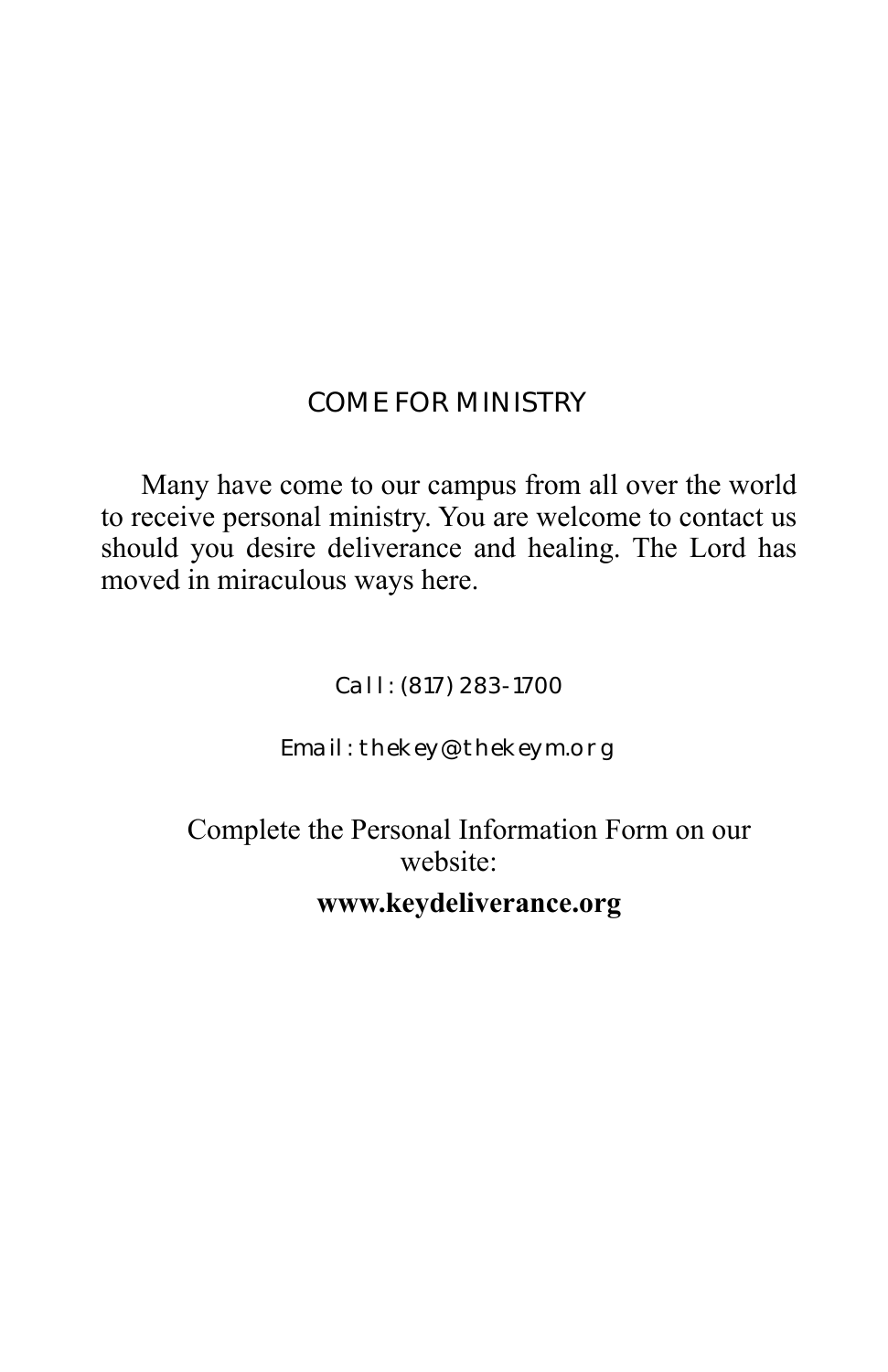## COME FOR MINISTRY

Many have come to our campus from all over the world to receive personal ministry. You are welcome to contact us should you desire deliverance and healing. The Lord has moved in miraculous ways here.

Call: (817) 283-1700

Email: thekey@thekeym.org

Complete the Personal Information Form on our website:

**www.keydeliverance.org**